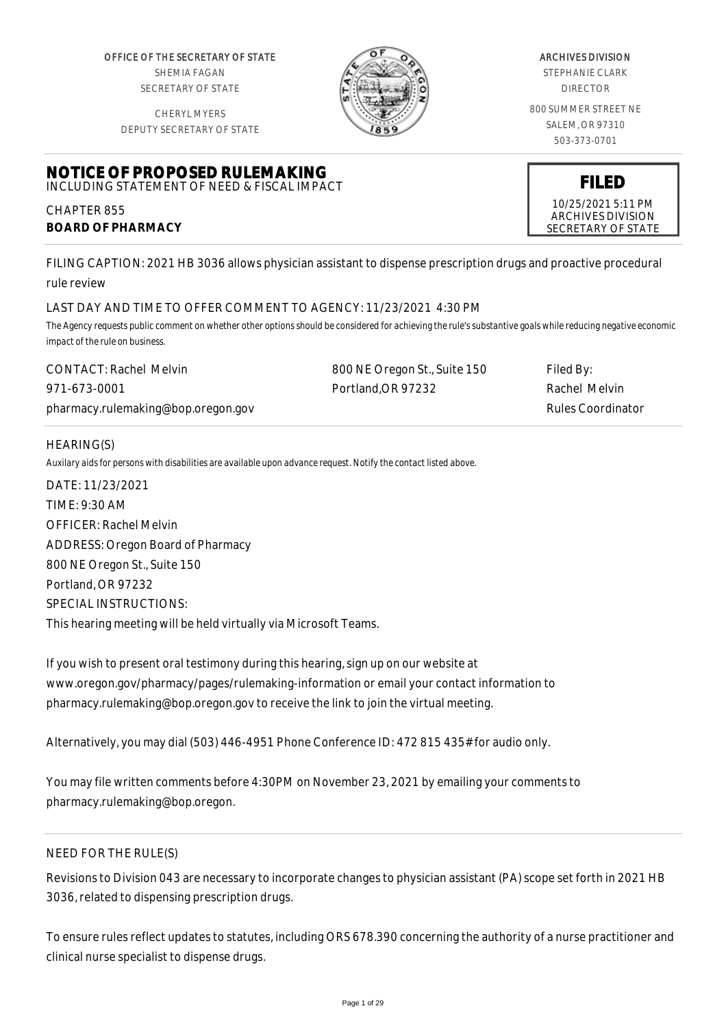OFFICE OF THE SECRETARY OF STATE
SHEMIA FAGAN
SECRETARY OF STATE

CHERYL MYERS
DEPUTY SECRETARY OF STATE

ARCHIVES DIVISION
STEPHANIE CLARK
DIRECTOR

800 SUMMER STREET NE
SALEM, OR 97310
503-373-0701

# NOTICE OF PROPOSED RULEMAKING

INCLUDING STATEMENT OF NEED & FISCAL IMPACT

**FILED**
10/25/2021 5:11 PM
ARCHIVES DIVISION
SECRETARY OF STATE

CHAPTER 855
**BOARD OF PHARMACY**

FILING CAPTION: 2021 HB 3036 allows physician assistant to dispense prescription drugs and proactive procedural rule review

LAST DAY AND TIME TO OFFER COMMENT TO AGENCY: 11/23/2021 4:30 PM

*The Agency requests public comment on whether other options should be considered for achieving the rule's substantive goals while reducing negative economic impact of the rule on business.*

| CONTACT: Rachel Melvin | 800 NE Oregon St., Suite 150 | Filed By: |
|---|---|---|
| 971-673-0001 | Portland,OR 97232 | Rachel Melvin |
| pharmacy.rulemaking@bop.oregon.gov | | Rules Coordinator |

HEARING(S)

*Auxilary aids for persons with disabilities are available upon advance request. Notify the contact listed above.*

DATE: 11/23/2021
TIME: 9:30 AM
OFFICER: Rachel Melvin
ADDRESS: Oregon Board of Pharmacy
800 NE Oregon St., Suite 150
Portland, OR 97232
SPECIAL INSTRUCTIONS:
This hearing meeting will be held virtually via Microsoft Teams.

If you wish to present oral testimony during this hearing, sign up on our website at www.oregon.gov/pharmacy/pages/rulemaking-information or email your contact information to pharmacy.rulemaking@bop.oregon.gov to receive the link to join the virtual meeting.

Alternatively, you may dial (503) 446-4951 Phone Conference ID: 472 815 435# for audio only.

You may file written comments before 4:30PM on November 23, 2021 by emailing your comments to pharmacy.rulemaking@bop.oregon.

NEED FOR THE RULE(S)

Revisions to Division 043 are necessary to incorporate changes to physician assistant (PA) scope set forth in 2021 HB 3036, related to dispensing prescription drugs.

To ensure rules reflect updates to statutes, including ORS 678.390 concerning the authority of a nurse practitioner and clinical nurse specialist to dispense drugs.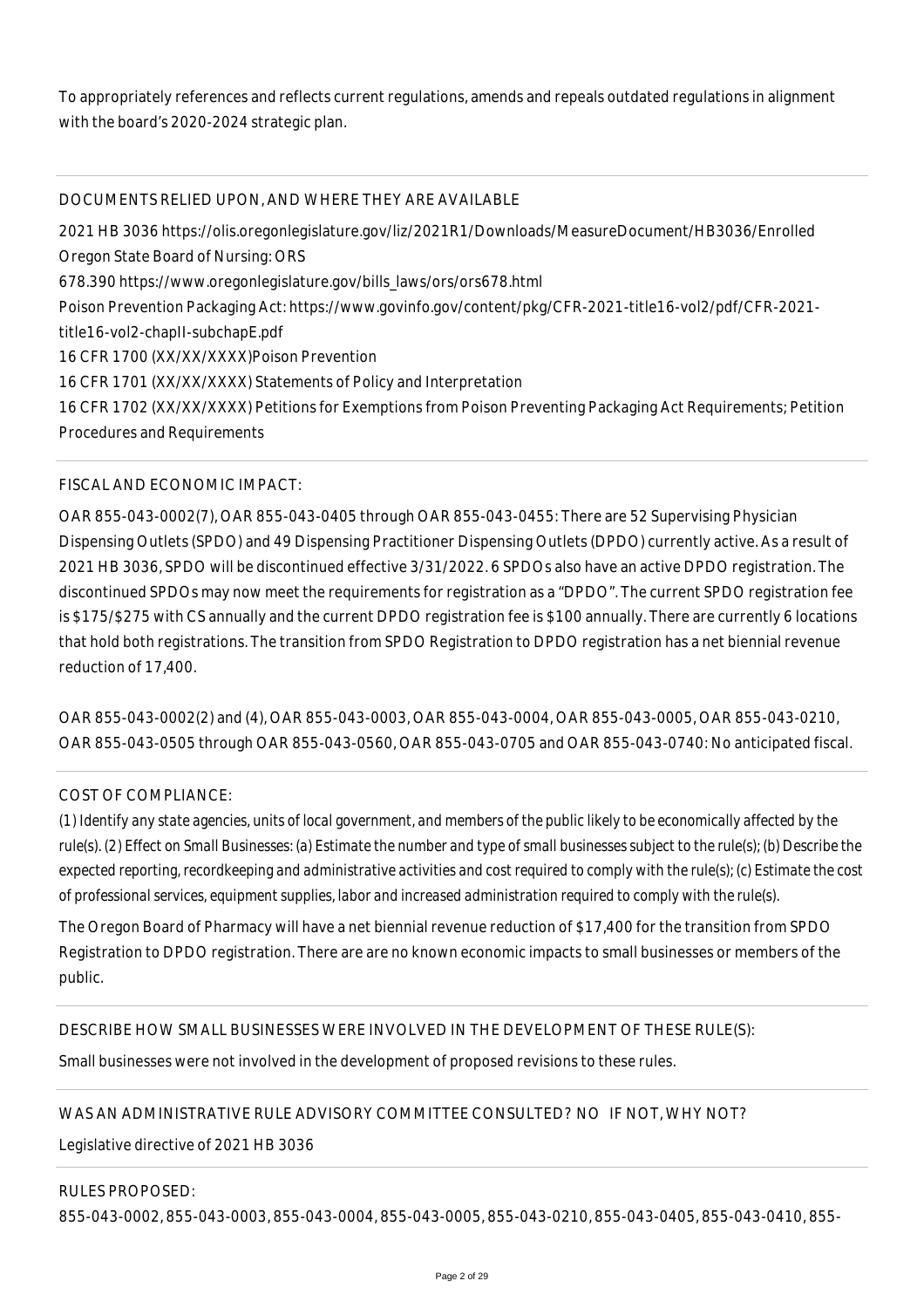To appropriately references and reflects current regulations, amends and repeals outdated regulations in alignment with the board's 2020-2024 strategic plan.

DOCUMENTS RELIED UPON, AND WHERE THEY ARE AVAILABLE

2021 HB 3036 https://olis.oregonlegislature.gov/liz/2021R1/Downloads/MeasureDocument/HB3036/Enrolled
Oregon State Board of Nursing: ORS
678.390 https://www.oregonlegislature.gov/bills_laws/ors/ors678.html
Poison Prevention Packaging Act: https://www.govinfo.gov/content/pkg/CFR-2021-title16-vol2/pdf/CFR-2021-title16-vol2-chapII-subchapE.pdf
16 CFR 1700 (XX/XX/XXXX)Poison Prevention
16 CFR 1701 (XX/XX/XXXX) Statements of Policy and Interpretation
16 CFR 1702 (XX/XX/XXXX) Petitions for Exemptions from Poison Preventing Packaging Act Requirements; Petition Procedures and Requirements

FISCAL AND ECONOMIC IMPACT:

OAR 855-043-0002(7), OAR 855-043-0405 through OAR 855-043-0455: There are 52 Supervising Physician Dispensing Outlets (SPDO) and 49 Dispensing Practitioner Dispensing Outlets (DPDO) currently active. As a result of 2021 HB 3036, SPDO will be discontinued effective 3/31/2022. 6 SPDOs also have an active DPDO registration. The discontinued SPDOs may now meet the requirements for registration as a "DPDO". The current SPDO registration fee is $175/$275 with CS annually and the current DPDO registration fee is $100 annually. There are currently 6 locations that hold both registrations. The transition from SPDO Registration to DPDO registration has a net biennial revenue reduction of 17,400.

OAR 855-043-0002(2) and (4), OAR 855-043-0003, OAR 855-043-0004, OAR 855-043-0005, OAR 855-043-0210, OAR 855-043-0505 through OAR 855-043-0560, OAR 855-043-0705 and OAR 855-043-0740: No anticipated fiscal.

COST OF COMPLIANCE:

(1) Identify any state agencies, units of local government, and members of the public likely to be economically affected by the rule(s). (2) Effect on Small Businesses: (a) Estimate the number and type of small businesses subject to the rule(s); (b) Describe the expected reporting, recordkeeping and administrative activities and cost required to comply with the rule(s); (c) Estimate the cost of professional services, equipment supplies, labor and increased administration required to comply with the rule(s).

The Oregon Board of Pharmacy will have a net biennial revenue reduction of $17,400 for the transition from SPDO Registration to DPDO registration. There are are no known economic impacts to small businesses or members of the public.

DESCRIBE HOW SMALL BUSINESSES WERE INVOLVED IN THE DEVELOPMENT OF THESE RULE(S):

Small businesses were not involved in the development of proposed revisions to these rules.

WAS AN ADMINISTRATIVE RULE ADVISORY COMMITTEE CONSULTED? NO IF NOT, WHY NOT?

Legislative directive of 2021 HB 3036

RULES PROPOSED:

855-043-0002, 855-043-0003, 855-043-0004, 855-043-0005, 855-043-0210, 855-043-0405, 855-043-0410, 855-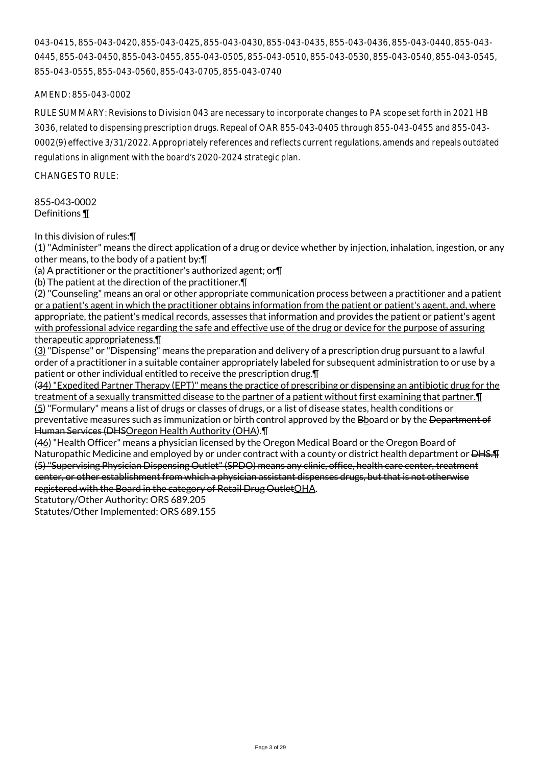043-0415, 855-043-0420, 855-043-0425, 855-043-0430, 855-043-0435, 855-043-0436, 855-043-0440, 855-043-0445, 855-043-0450, 855-043-0455, 855-043-0505, 855-043-0510, 855-043-0530, 855-043-0540, 855-043-0545, 855-043-0555, 855-043-0560, 855-043-0705, 855-043-0740

AMEND: 855-043-0002

RULE SUMMARY: Revisions to Division 043 are necessary to incorporate changes to PA scope set forth in 2021 HB 3036, related to dispensing prescription drugs. Repeal of OAR 855-043-0405 through 855-043-0455 and 855-043-0002(9) effective 3/31/2022. Appropriately references and reflects current regulations, amends and repeals outdated regulations in alignment with the board's 2020-2024 strategic plan.

CHANGES TO RULE:

855-043-0002
Definitions ¶

In this division of rules:¶
(1) "Administer" means the direct application of a drug or device whether by injection, inhalation, ingestion, or any other means, to the body of a patient by:¶
(a) A practitioner or the practitioner's authorized agent; or¶
(b) The patient at the direction of the practitioner.¶
(2<u>) "Counseling" means an oral or other appropriate communication process between a practitioner and a patient or a patient's agent in which the practitioner obtains information from the patient or patient's agent, and, where appropriate, the patient's medical records, assesses that information and provides the patient or patient's agent with professional advice regarding the safe and effective use of the drug or device for the purpose of assuring therapeutic appropriateness.¶
(3</u>) "Dispense" or "Dispensing" means the preparation and delivery of a prescription drug pursuant to a lawful order of a practitioner in a suitable container appropriately labeled for subsequent administration to or use by a patient or other individual entitled to receive the prescription drug.¶
(~~3~~<u>4) "Expedited Partner Therapy (EPT)" means the practice of prescribing or dispensing an antibiotic drug for the treatment of a sexually transmitted disease to the partner of a patient without first examining that partner.¶
(5</u>) "Formulary" means a list of drugs or classes of drugs, or a list of disease states, health conditions or preventative measures such as immunization or birth control approved by the ~~B~~<u>b</u>oard or by the ~~Department of Human Services (DHS~~<u>Oregon Health Authority (OHA</u>).¶
(~~4~~<u>6</u>) "Health Officer" means a physician licensed by the Oregon Medical Board or the Oregon Board of Naturopathic Medicine and employed by or under contract with a county or district health department or ~~DHS.¶
(5) "Supervising Physician Dispensing Outlet" (SPDO) means any clinic, office, health care center, treatment center, or other establishment from which a physician assistant dispenses drugs, but that is not otherwise registered with the Board in the category of Retail Drug Outlet~~<u>OHA</u>.
Statutory/Other Authority: ORS 689.205
Statutes/Other Implemented: ORS 689.155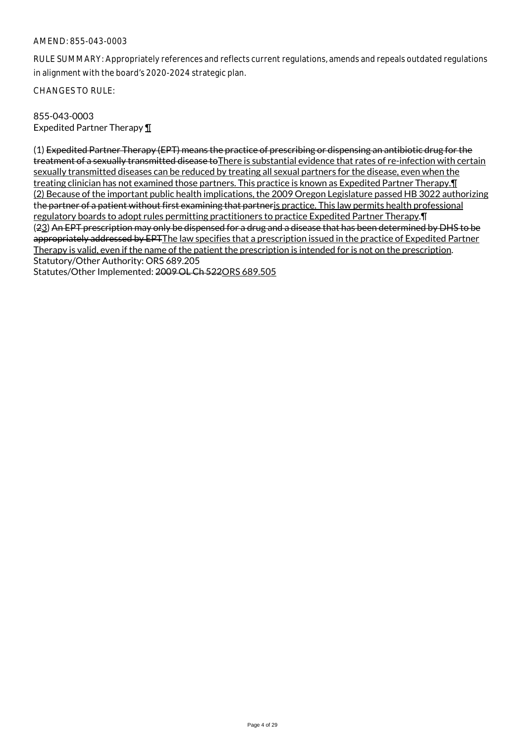AMEND: 855-043-0003

RULE SUMMARY: Appropriately references and reflects current regulations, amends and repeals outdated regulations in alignment with the board's 2020-2024 strategic plan.

CHANGES TO RULE:

855-043-0003
Expedited Partner Therapy ¶

(1) ~~Expedited Partner Therapy (EPT) means the practice of prescribing or dispensing an antibiotic drug for the treatment of a sexually transmitted disease to~~There is substantial evidence that rates of re-infection with certain sexually transmitted diseases can be reduced by treating all sexual partners for the disease, even when the treating clinician has not examined those partners. This practice is known as Expedited Partner Therapy.¶
(2) Because of the important public health implications, the 2009 Oregon Legislature passed HB 3022 authorizing th~~e partner of a patient without first examining that partner~~is practice. This law permits health professional regulatory boards to adopt rules permitting practitioners to practice Expedited Partner Therapy.¶
(~~2~~3) ~~An EPT prescription may only be dispensed for a drug and a disease that has been determined by DHS to be appropriately addressed by EPT~~The law specifies that a prescription issued in the practice of Expedited Partner Therapy is valid, even if the name of the patient the prescription is intended for is not on the prescription.
Statutory/Other Authority: ORS 689.205
Statutes/Other Implemented: ~~2009 OL Ch 522~~ORS 689.505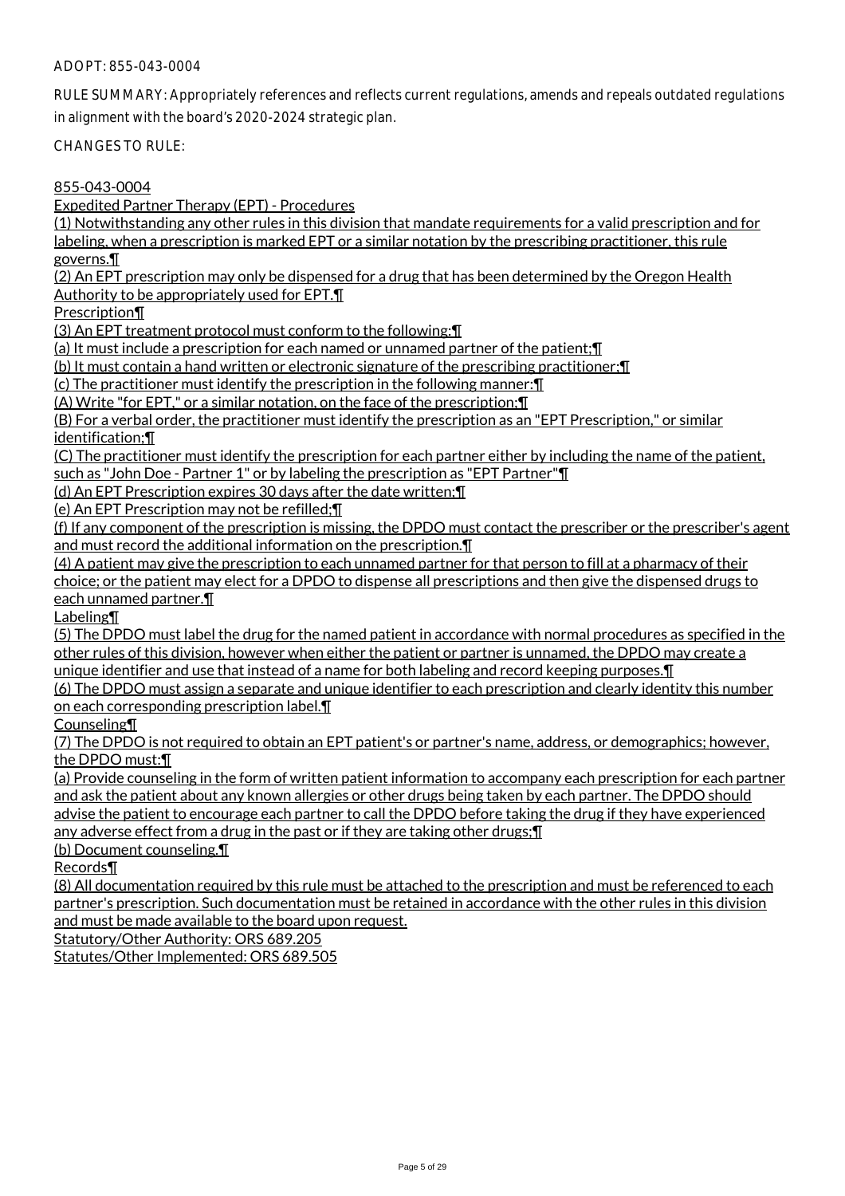ADOPT: 855-043-0004

RULE SUMMARY: Appropriately references and reflects current regulations, amends and repeals outdated regulations in alignment with the board's 2020-2024 strategic plan.

CHANGES TO RULE:

855-043-0004

Expedited Partner Therapy (EPT) - Procedures

(1) Notwithstanding any other rules in this division that mandate requirements for a valid prescription and for labeling, when a prescription is marked EPT or a similar notation by the prescribing practitioner, this rule governs.¶

(2) An EPT prescription may only be dispensed for a drug that has been determined by the Oregon Health Authority to be appropriately used for EPT.¶

Prescription¶

(3) An EPT treatment protocol must conform to the following:¶

(a) It must include a prescription for each named or unnamed partner of the patient;¶

(b) It must contain a hand written or electronic signature of the prescribing practitioner;¶

(c) The practitioner must identify the prescription in the following manner:¶

(A) Write "for EPT," or a similar notation, on the face of the prescription;¶

(B) For a verbal order, the practitioner must identify the prescription as an "EPT Prescription," or similar identification;¶

(C) The practitioner must identify the prescription for each partner either by including the name of the patient, such as "John Doe - Partner 1" or by labeling the prescription as "EPT Partner"¶

(d) An EPT Prescription expires 30 days after the date written;¶

(e) An EPT Prescription may not be refilled;¶

(f) If any component of the prescription is missing, the DPDO must contact the prescriber or the prescriber's agent and must record the additional information on the prescription.¶

(4) A patient may give the prescription to each unnamed partner for that person to fill at a pharmacy of their choice; or the patient may elect for a DPDO to dispense all prescriptions and then give the dispensed drugs to each unnamed partner.¶

Labeling¶

(5) The DPDO must label the drug for the named patient in accordance with normal procedures as specified in the other rules of this division, however when either the patient or partner is unnamed, the DPDO may create a unique identifier and use that instead of a name for both labeling and record keeping purposes.¶

(6) The DPDO must assign a separate and unique identifier to each prescription and clearly identity this number on each corresponding prescription label.¶

Counseling¶

(7) The DPDO is not required to obtain an EPT patient's or partner's name, address, or demographics; however, the DPDO must:¶

(a) Provide counseling in the form of written patient information to accompany each prescription for each partner and ask the patient about any known allergies or other drugs being taken by each partner. The DPDO should advise the patient to encourage each partner to call the DPDO before taking the drug if they have experienced any adverse effect from a drug in the past or if they are taking other drugs;¶

(b) Document counseling.¶

Records¶

(8) All documentation required by this rule must be attached to the prescription and must be referenced to each partner's prescription. Such documentation must be retained in accordance with the other rules in this division and must be made available to the board upon request.

Statutory/Other Authority: ORS 689.205

Statutes/Other Implemented: ORS 689.505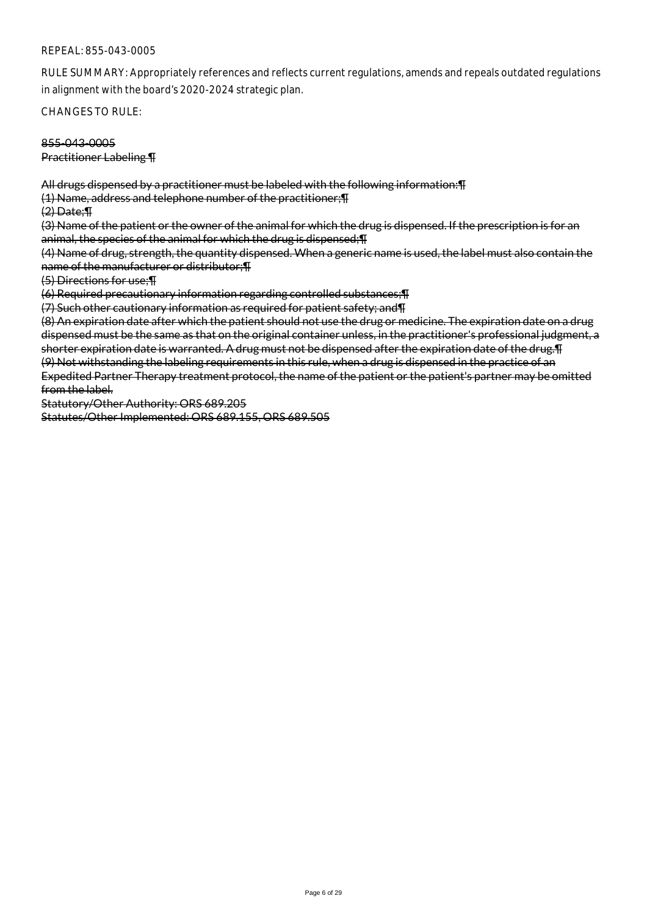REPEAL: 855-043-0005

RULE SUMMARY: Appropriately references and reflects current regulations, amends and repeals outdated regulations in alignment with the board's 2020-2024 strategic plan.

CHANGES TO RULE:

~~855-043-0005~~
~~Practitioner Labeling ¶~~

~~All drugs dispensed by a practitioner must be labeled with the following information:¶~~
~~(1) Name, address and telephone number of the practitioner;¶~~
~~(2) Date;¶~~
~~(3) Name of the patient or the owner of the animal for which the drug is dispensed. If the prescription is for an animal, the species of the animal for which the drug is dispensed;¶~~
~~(4) Name of drug, strength, the quantity dispensed. When a generic name is used, the label must also contain the name of the manufacturer or distributor;¶~~
~~(5) Directions for use;¶~~
~~(6) Required precautionary information regarding controlled substances;¶~~
~~(7) Such other cautionary information as required for patient safety; and¶~~
~~(8) An expiration date after which the patient should not use the drug or medicine. The expiration date on a drug dispensed must be the same as that on the original container unless, in the practitioner's professional judgment, a shorter expiration date is warranted. A drug must not be dispensed after the expiration date of the drug.¶~~
~~(9) Not withstanding the labeling requirements in this rule, when a drug is dispensed in the practice of an Expedited Partner Therapy treatment protocol, the name of the patient or the patient's partner may be omitted from the label.~~
~~Statutory/Other Authority: ORS 689.205~~
~~Statutes/Other Implemented: ORS 689.155, ORS 689.505~~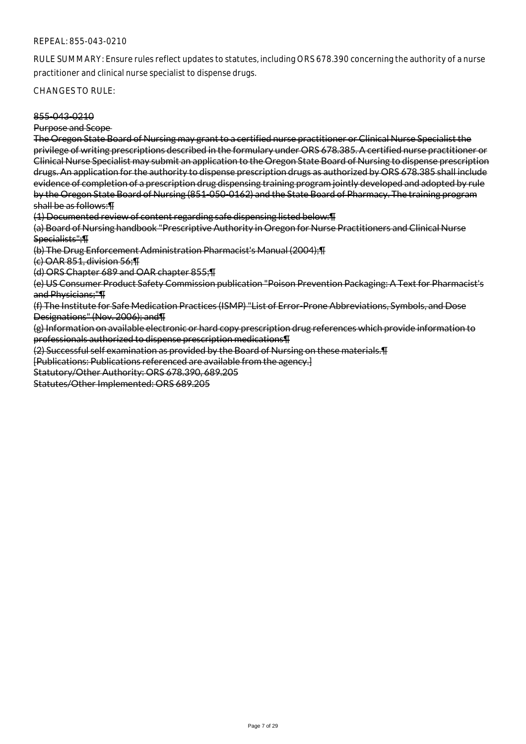REPEAL: 855-043-0210

RULE SUMMARY: Ensure rules reflect updates to statutes, including ORS 678.390 concerning the authority of a nurse practitioner and clinical nurse specialist to dispense drugs.

CHANGES TO RULE:

~~855-043-0210~~

~~Purpose and Scope~~

~~The Oregon State Board of Nursing may grant to a certified nurse practitioner or Clinical Nurse Specialist the privilege of writing prescriptions described in the formulary under ORS 678.385. A certified nurse practitioner or Clinical Nurse Specialist may submit an application to the Oregon State Board of Nursing to dispense prescription drugs. An application for the authority to dispense prescription drugs as authorized by ORS 678.385 shall include evidence of completion of a prescription drug dispensing training program jointly developed and adopted by rule by the Oregon State Board of Nursing (851-050-0162) and the State Board of Pharmacy. The training program shall be as follows:¶~~

~~(1) Documented review of content regarding safe dispensing listed below:¶~~

~~(a) Board of Nursing handbook "Prescriptive Authority in Oregon for Nurse Practitioners and Clinical Nurse Specialists";¶~~

~~(b) The Drug Enforcement Administration Pharmacist's Manual (2004);¶~~

~~(c) OAR 851, division 56;¶~~

~~(d) ORS Chapter 689 and OAR chapter 855;¶~~

~~(e) US Consumer Product Safety Commission publication "Poison Prevention Packaging: A Text for Pharmacist's and Physicians;"¶~~

~~(f) The Institute for Safe Medication Practices (ISMP) "List of Error-Prone Abbreviations, Symbols, and Dose Designations" (Nov. 2006); and¶~~

~~(g) Information on available electronic or hard copy prescription drug references which provide information to professionals authorized to dispense prescription medications¶~~

~~(2) Successful self examination as provided by the Board of Nursing on these materials.¶~~

~~[Publications: Publications referenced are available from the agency.]~~

~~Statutory/Other Authority: ORS 678.390, 689.205~~

~~Statutes/Other Implemented: ORS 689.205~~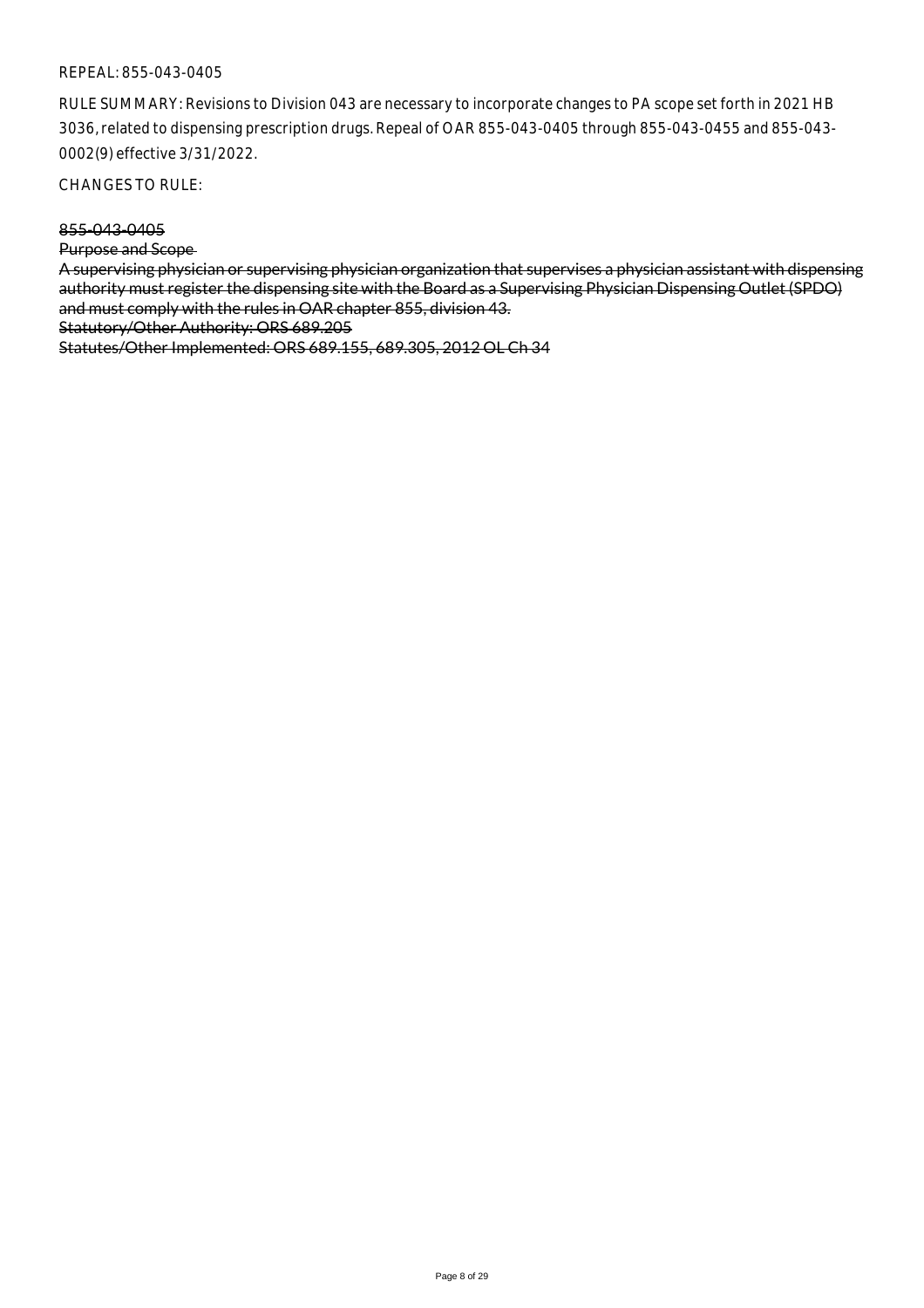REPEAL: 855-043-0405

RULE SUMMARY: Revisions to Division 043 are necessary to incorporate changes to PA scope set forth in 2021 HB 3036, related to dispensing prescription drugs. Repeal of OAR 855-043-0405 through 855-043-0455 and 855-043-0002(9) effective 3/31/2022.

CHANGES TO RULE:

~~855-043-0405~~

~~Purpose and Scope~~

~~A supervising physician or supervising physician organization that supervises a physician assistant with dispensing authority must register the dispensing site with the Board as a Supervising Physician Dispensing Outlet (SPDO) and must comply with the rules in OAR chapter 855, division 43.~~

~~Statutory/Other Authority: ORS 689.205~~

~~Statutes/Other Implemented: ORS 689.155, 689.305, 2012 OL Ch 34~~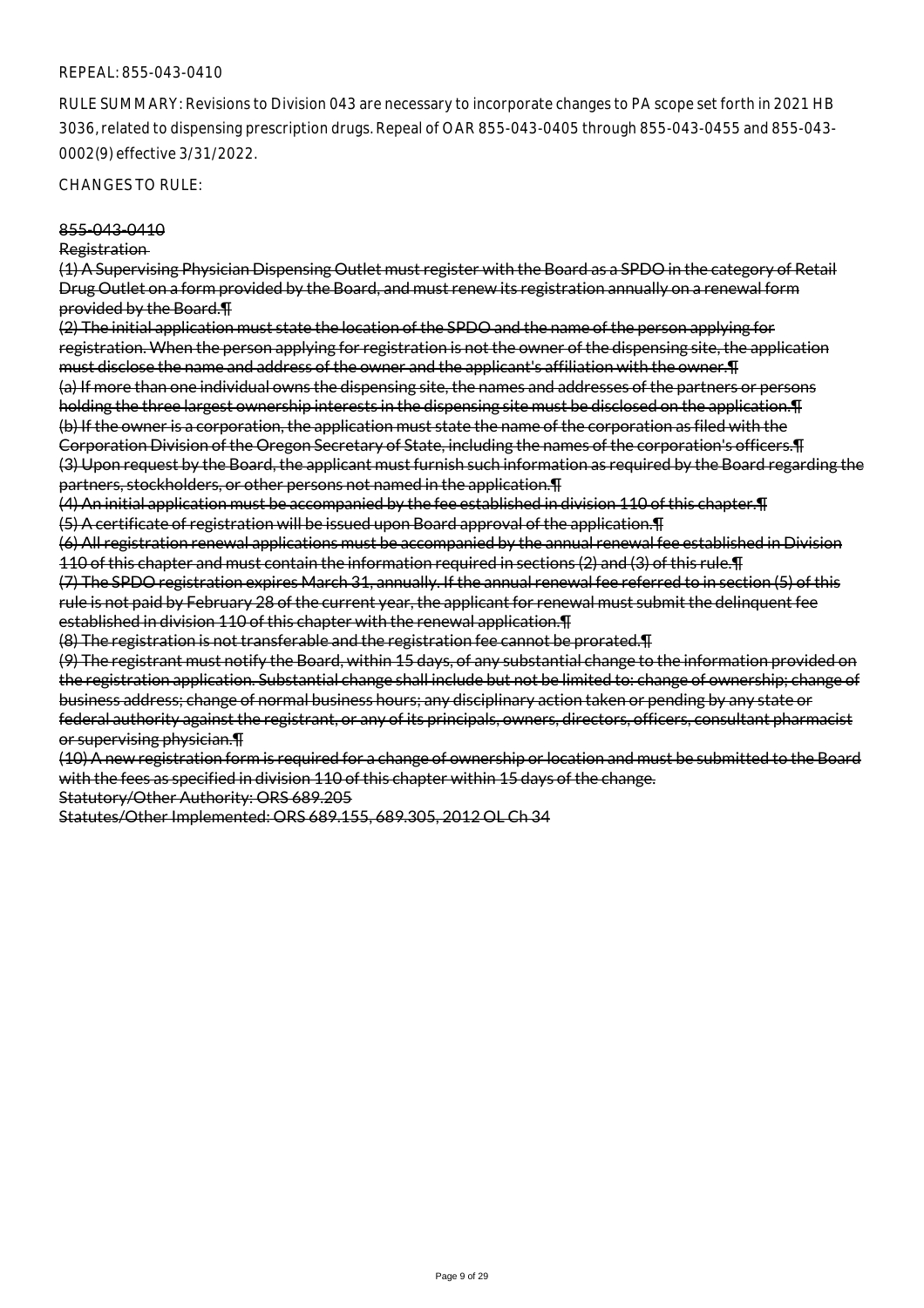REPEAL: 855-043-0410

RULE SUMMARY: Revisions to Division 043 are necessary to incorporate changes to PA scope set forth in 2021 HB 3036, related to dispensing prescription drugs. Repeal of OAR 855-043-0405 through 855-043-0455 and 855-043-0002(9) effective 3/31/2022.

CHANGES TO RULE:

~~855-043-0410~~

~~Registration~~

~~(1) A Supervising Physician Dispensing Outlet must register with the Board as a SPDO in the category of Retail Drug Outlet on a form provided by the Board, and must renew its registration annually on a renewal form provided by the Board.¶~~

~~(2) The initial application must state the location of the SPDO and the name of the person applying for registration. When the person applying for registration is not the owner of the dispensing site, the application must disclose the name and address of the owner and the applicant's affiliation with the owner.¶~~

~~(a) If more than one individual owns the dispensing site, the names and addresses of the partners or persons holding the three largest ownership interests in the dispensing site must be disclosed on the application.¶~~

~~(b) If the owner is a corporation, the application must state the name of the corporation as filed with the Corporation Division of the Oregon Secretary of State, including the names of the corporation's officers.¶~~

~~(3) Upon request by the Board, the applicant must furnish such information as required by the Board regarding the partners, stockholders, or other persons not named in the application.¶~~

~~(4) An initial application must be accompanied by the fee established in division 110 of this chapter.¶~~

~~(5) A certificate of registration will be issued upon Board approval of the application.¶~~

~~(6) All registration renewal applications must be accompanied by the annual renewal fee established in Division 110 of this chapter and must contain the information required in sections (2) and (3) of this rule.¶~~

~~(7) The SPDO registration expires March 31, annually. If the annual renewal fee referred to in section (5) of this rule is not paid by February 28 of the current year, the applicant for renewal must submit the delinquent fee established in division 110 of this chapter with the renewal application.¶~~

~~(8) The registration is not transferable and the registration fee cannot be prorated.¶~~

~~(9) The registrant must notify the Board, within 15 days, of any substantial change to the information provided on the registration application. Substantial change shall include but not be limited to: change of ownership; change of business address; change of normal business hours; any disciplinary action taken or pending by any state or federal authority against the registrant, or any of its principals, owners, directors, officers, consultant pharmacist or supervising physician.¶~~

~~(10) A new registration form is required for a change of ownership or location and must be submitted to the Board with the fees as specified in division 110 of this chapter within 15 days of the change.~~

~~Statutory/Other Authority: ORS 689.205~~

~~Statutes/Other Implemented: ORS 689.155, 689.305, 2012 OL Ch 34~~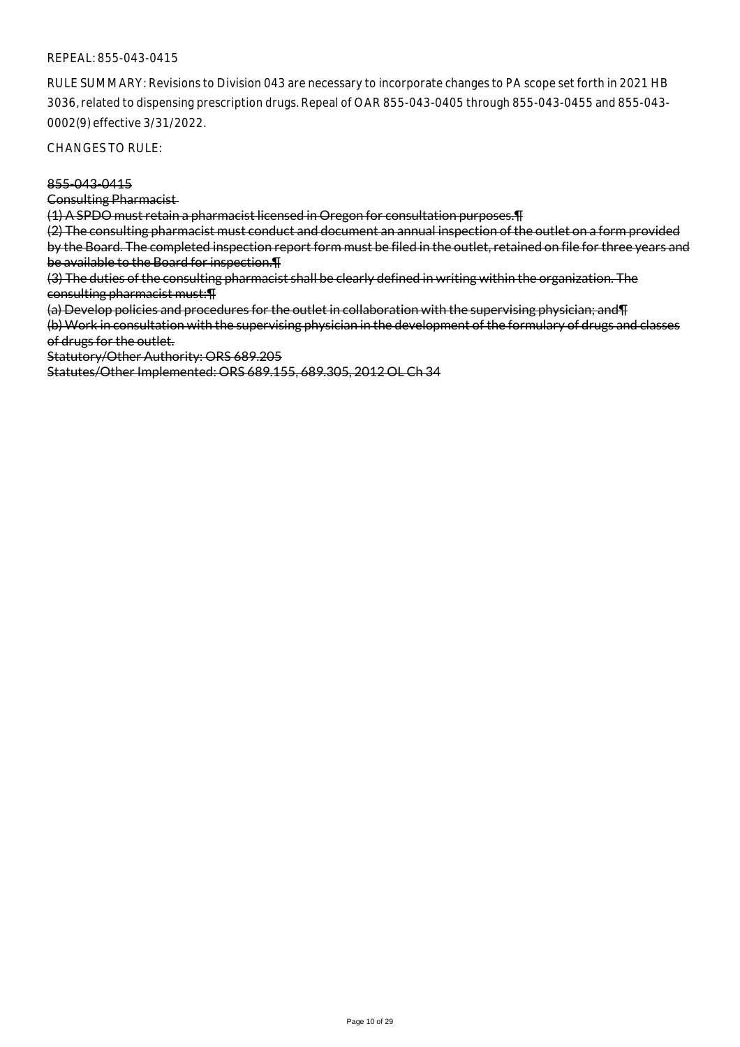REPEAL: 855-043-0415

RULE SUMMARY: Revisions to Division 043 are necessary to incorporate changes to PA scope set forth in 2021 HB 3036, related to dispensing prescription drugs. Repeal of OAR 855-043-0405 through 855-043-0455 and 855-043-0002(9) effective 3/31/2022.

CHANGES TO RULE:

~~855-043-0415~~

~~Consulting Pharmacist~~

~~(1) A SPDO must retain a pharmacist licensed in Oregon for consultation purposes.¶~~

~~(2) The consulting pharmacist must conduct and document an annual inspection of the outlet on a form provided by the Board. The completed inspection report form must be filed in the outlet, retained on file for three years and be available to the Board for inspection.¶~~

~~(3) The duties of the consulting pharmacist shall be clearly defined in writing within the organization. The consulting pharmacist must:¶~~

~~(a) Develop policies and procedures for the outlet in collaboration with the supervising physician; and¶~~

~~(b) Work in consultation with the supervising physician in the development of the formulary of drugs and classes of drugs for the outlet.~~

~~Statutory/Other Authority: ORS 689.205~~

~~Statutes/Other Implemented: ORS 689.155, 689.305, 2012 OL Ch 34~~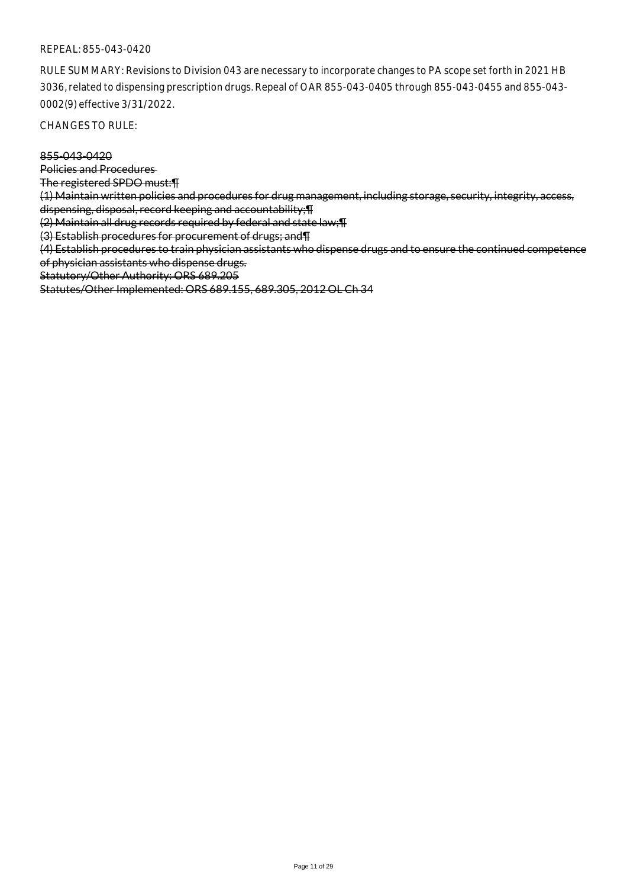REPEAL: 855-043-0420

RULE SUMMARY: Revisions to Division 043 are necessary to incorporate changes to PA scope set forth in 2021 HB 3036, related to dispensing prescription drugs. Repeal of OAR 855-043-0405 through 855-043-0455 and 855-043-0002(9) effective 3/31/2022.

CHANGES TO RULE:

~~855-043-0420~~
~~Policies and Procedures~~
~~The registered SPDO must:¶~~
~~(1) Maintain written policies and procedures for drug management, including storage, security, integrity, access, dispensing, disposal, record keeping and accountability;¶~~
~~(2) Maintain all drug records required by federal and state law;¶~~
~~(3) Establish procedures for procurement of drugs; and¶~~
~~(4) Establish procedures to train physician assistants who dispense drugs and to ensure the continued competence of physician assistants who dispense drugs.~~
~~Statutory/Other Authority: ORS 689.205~~
~~Statutes/Other Implemented: ORS 689.155, 689.305, 2012 OL Ch 34~~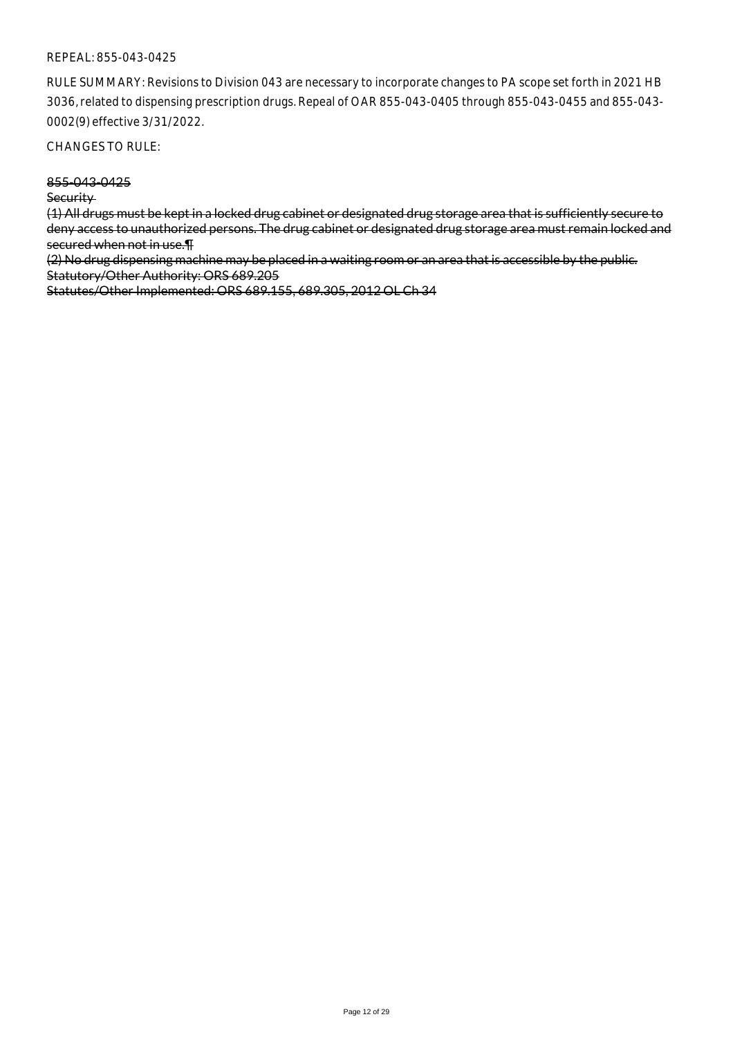REPEAL: 855-043-0425

RULE SUMMARY: Revisions to Division 043 are necessary to incorporate changes to PA scope set forth in 2021 HB 3036, related to dispensing prescription drugs. Repeal of OAR 855-043-0405 through 855-043-0455 and 855-043-0002(9) effective 3/31/2022.

CHANGES TO RULE:

~~855-043-0425~~

~~Security~~

~~(1) All drugs must be kept in a locked drug cabinet or designated drug storage area that is sufficiently secure to deny access to unauthorized persons. The drug cabinet or designated drug storage area must remain locked and secured when not in use.¶~~

~~(2) No drug dispensing machine may be placed in a waiting room or an area that is accessible by the public.~~

~~Statutory/Other Authority: ORS 689.205~~

~~Statutes/Other Implemented: ORS 689.155, 689.305, 2012 OL Ch 34~~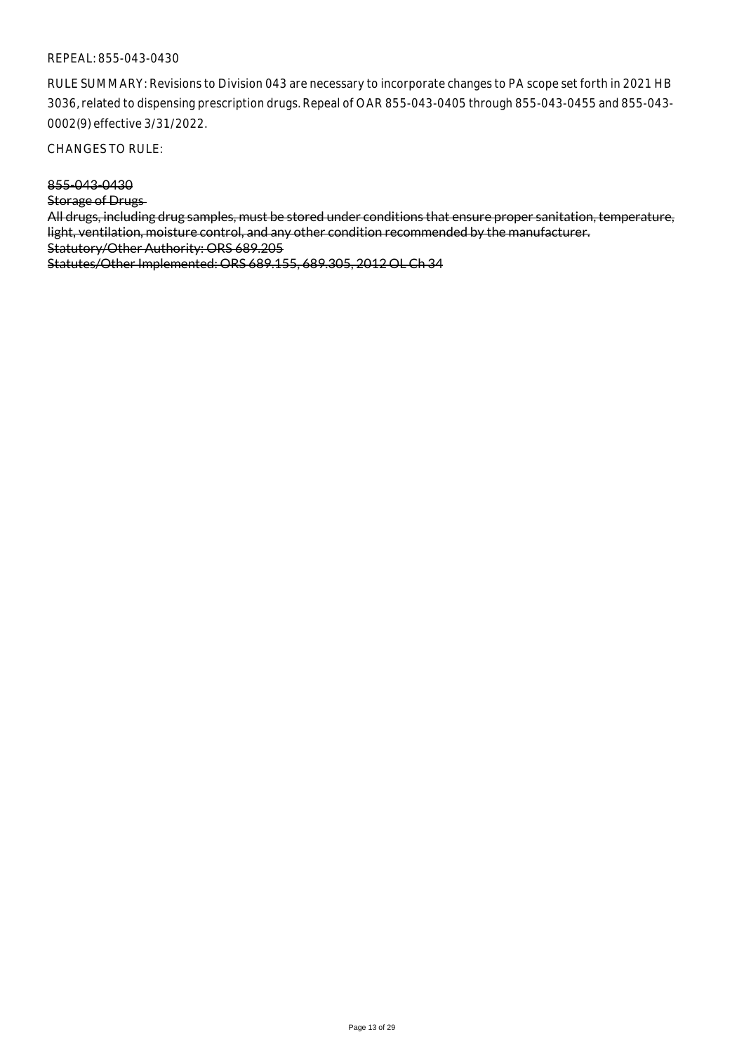REPEAL: 855-043-0430

RULE SUMMARY: Revisions to Division 043 are necessary to incorporate changes to PA scope set forth in 2021 HB 3036, related to dispensing prescription drugs. Repeal of OAR 855-043-0405 through 855-043-0455 and 855-043-0002(9) effective 3/31/2022.

CHANGES TO RULE:

~~855-043-0430~~

~~Storage of Drugs~~

~~All drugs, including drug samples, must be stored under conditions that ensure proper sanitation, temperature, light, ventilation, moisture control, and any other condition recommended by the manufacturer.~~

~~Statutory/Other Authority: ORS 689.205~~

~~Statutes/Other Implemented: ORS 689.155, 689.305, 2012 OL Ch 34~~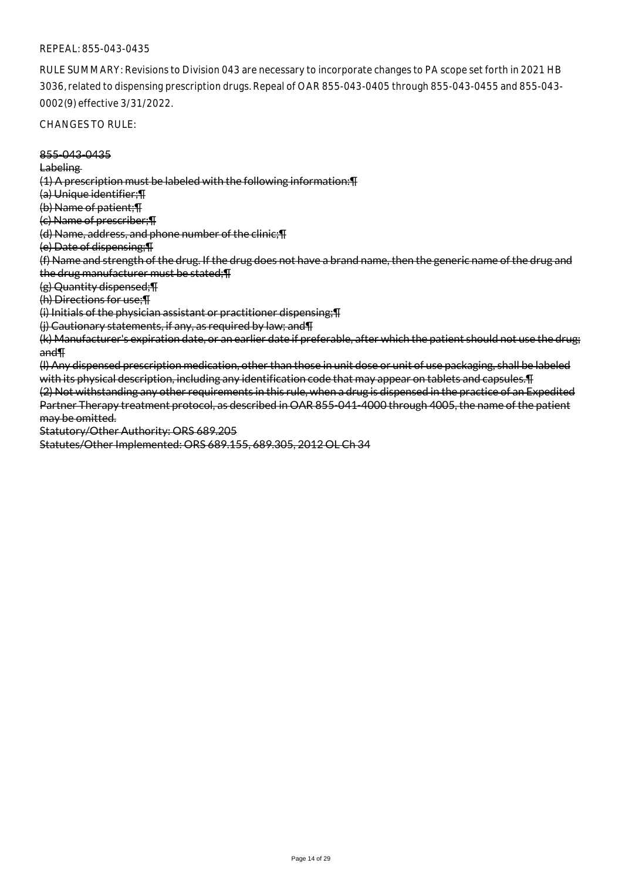REPEAL: 855-043-0435

RULE SUMMARY: Revisions to Division 043 are necessary to incorporate changes to PA scope set forth in 2021 HB 3036, related to dispensing prescription drugs. Repeal of OAR 855-043-0405 through 855-043-0455 and 855-043-0002(9) effective 3/31/2022.

CHANGES TO RULE:

~~855-043-0435~~

~~Labeling~~

~~(1) A prescription must be labeled with the following information:¶~~

~~(a) Unique identifier;¶~~

~~(b) Name of patient;¶~~

~~(c) Name of prescriber;¶~~

~~(d) Name, address, and phone number of the clinic;¶~~

~~(e) Date of dispensing;¶~~

~~(f) Name and strength of the drug. If the drug does not have a brand name, then the generic name of the drug and the drug manufacturer must be stated;¶~~

~~(g) Quantity dispensed;¶~~

~~(h) Directions for use;¶~~

~~(i) Initials of the physician assistant or practitioner dispensing;¶~~

~~(j) Cautionary statements, if any, as required by law; and¶~~

~~(k) Manufacturer's expiration date, or an earlier date if preferable, after which the patient should not use the drug; and¶~~

~~(l) Any dispensed prescription medication, other than those in unit dose or unit of use packaging, shall be labeled with its physical description, including any identification code that may appear on tablets and capsules.¶~~

~~(2) Not withstanding any other requirements in this rule, when a drug is dispensed in the practice of an Expedited Partner Therapy treatment protocol, as described in OAR 855-041-4000 through 4005, the name of the patient may be omitted.~~

~~Statutory/Other Authority: ORS 689.205~~

~~Statutes/Other Implemented: ORS 689.155, 689.305, 2012 OL Ch 34~~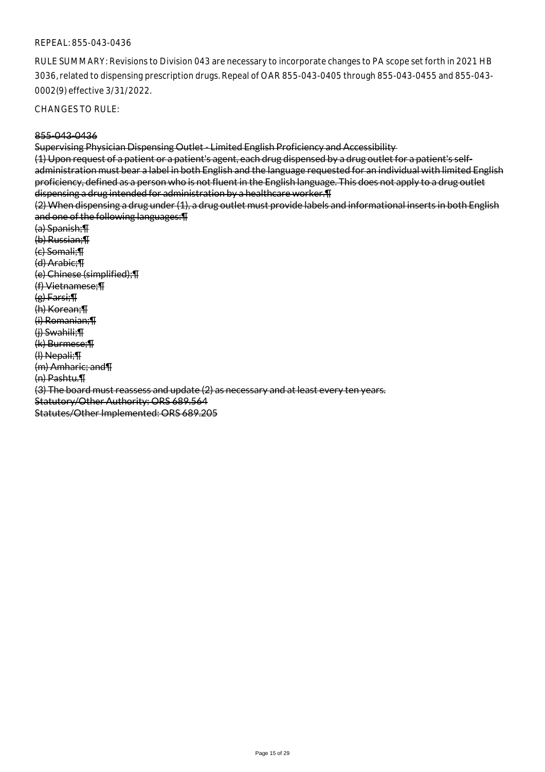REPEAL: 855-043-0436

RULE SUMMARY: Revisions to Division 043 are necessary to incorporate changes to PA scope set forth in 2021 HB 3036, related to dispensing prescription drugs. Repeal of OAR 855-043-0405 through 855-043-0455 and 855-043-0002(9) effective 3/31/2022.

CHANGES TO RULE:

~~855-043-0436~~

~~Supervising Physician Dispensing Outlet - Limited English Proficiency and Accessibility~~

~~(1) Upon request of a patient or a patient's agent, each drug dispensed by a drug outlet for a patient's self-administration must bear a label in both English and the language requested for an individual with limited English proficiency, defined as a person who is not fluent in the English language. This does not apply to a drug outlet dispensing a drug intended for administration by a healthcare worker.¶~~

~~(2) When dispensing a drug under (1), a drug outlet must provide labels and informational inserts in both English and one of the following languages:¶~~

~~(a) Spanish;¶~~

~~(b) Russian;¶~~

~~(c) Somali;¶~~

~~(d) Arabic;¶~~

~~(e) Chinese (simplified);¶~~

~~(f) Vietnamese;¶~~

~~(g) Farsi;¶~~

~~(h) Korean;¶~~

~~(i) Romanian;¶~~

~~(j) Swahili;¶~~

~~(k) Burmese;¶~~

~~(l) Nepali;¶~~

~~(m) Amharic; and¶~~

~~(n) Pashtu.¶~~

~~(3) The board must reassess and update (2) as necessary and at least every ten years.~~

~~Statutory/Other Authority: ORS 689.564~~

~~Statutes/Other Implemented: ORS 689.205~~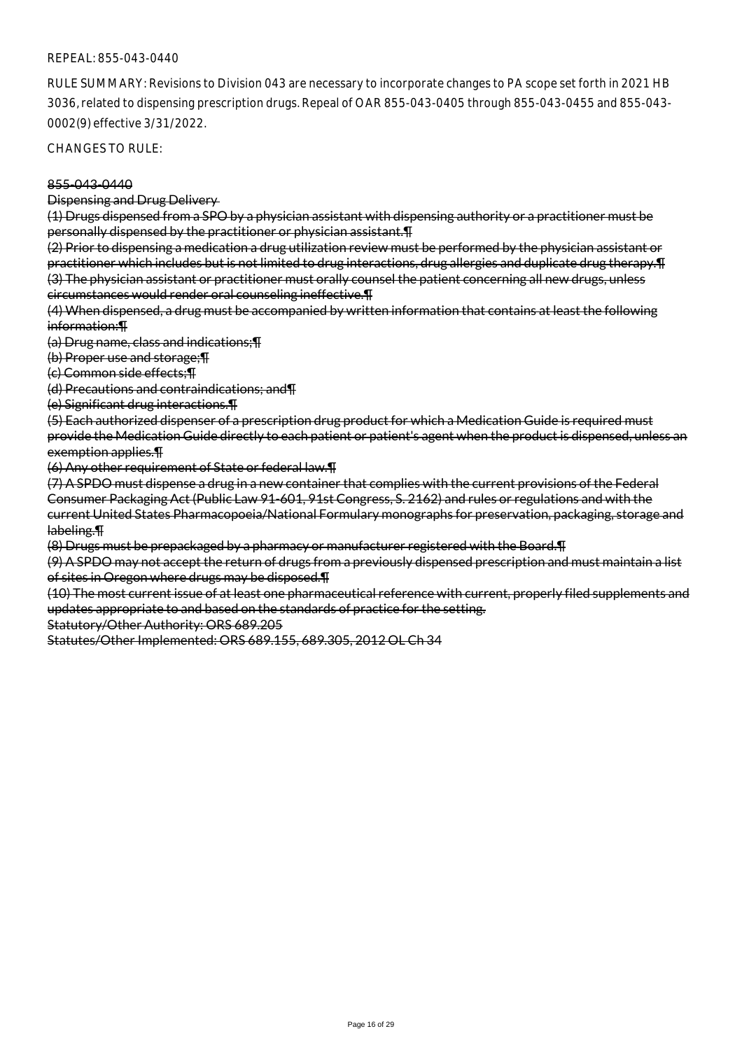REPEAL: 855-043-0440

RULE SUMMARY: Revisions to Division 043 are necessary to incorporate changes to PA scope set forth in 2021 HB 3036, related to dispensing prescription drugs. Repeal of OAR 855-043-0405 through 855-043-0455 and 855-043-0002(9) effective 3/31/2022.

CHANGES TO RULE:

~~855-043-0440~~

~~Dispensing and Drug Delivery~~

~~(1) Drugs dispensed from a SPO by a physician assistant with dispensing authority or a practitioner must be personally dispensed by the practitioner or physician assistant.¶~~

~~(2) Prior to dispensing a medication a drug utilization review must be performed by the physician assistant or practitioner which includes but is not limited to drug interactions, drug allergies and duplicate drug therapy.¶~~

~~(3) The physician assistant or practitioner must orally counsel the patient concerning all new drugs, unless circumstances would render oral counseling ineffective.¶~~

~~(4) When dispensed, a drug must be accompanied by written information that contains at least the following information:¶~~

~~(a) Drug name, class and indications;¶~~

~~(b) Proper use and storage;¶~~

~~(c) Common side effects;¶~~

~~(d) Precautions and contraindications; and¶~~

~~(e) Significant drug interactions.¶~~

~~(5) Each authorized dispenser of a prescription drug product for which a Medication Guide is required must provide the Medication Guide directly to each patient or patient's agent when the product is dispensed, unless an exemption applies.¶~~

~~(6) Any other requirement of State or federal law.¶~~

~~(7) A SPDO must dispense a drug in a new container that complies with the current provisions of the Federal Consumer Packaging Act (Public Law 91-601, 91st Congress, S. 2162) and rules or regulations and with the current United States Pharmacopoeia/National Formulary monographs for preservation, packaging, storage and labeling.¶~~

~~(8) Drugs must be prepackaged by a pharmacy or manufacturer registered with the Board.¶~~

~~(9) A SPDO may not accept the return of drugs from a previously dispensed prescription and must maintain a list of sites in Oregon where drugs may be disposed.¶~~

~~(10) The most current issue of at least one pharmaceutical reference with current, properly filed supplements and updates appropriate to and based on the standards of practice for the setting.~~

~~Statutory/Other Authority: ORS 689.205~~

~~Statutes/Other Implemented: ORS 689.155, 689.305, 2012 OL Ch 34~~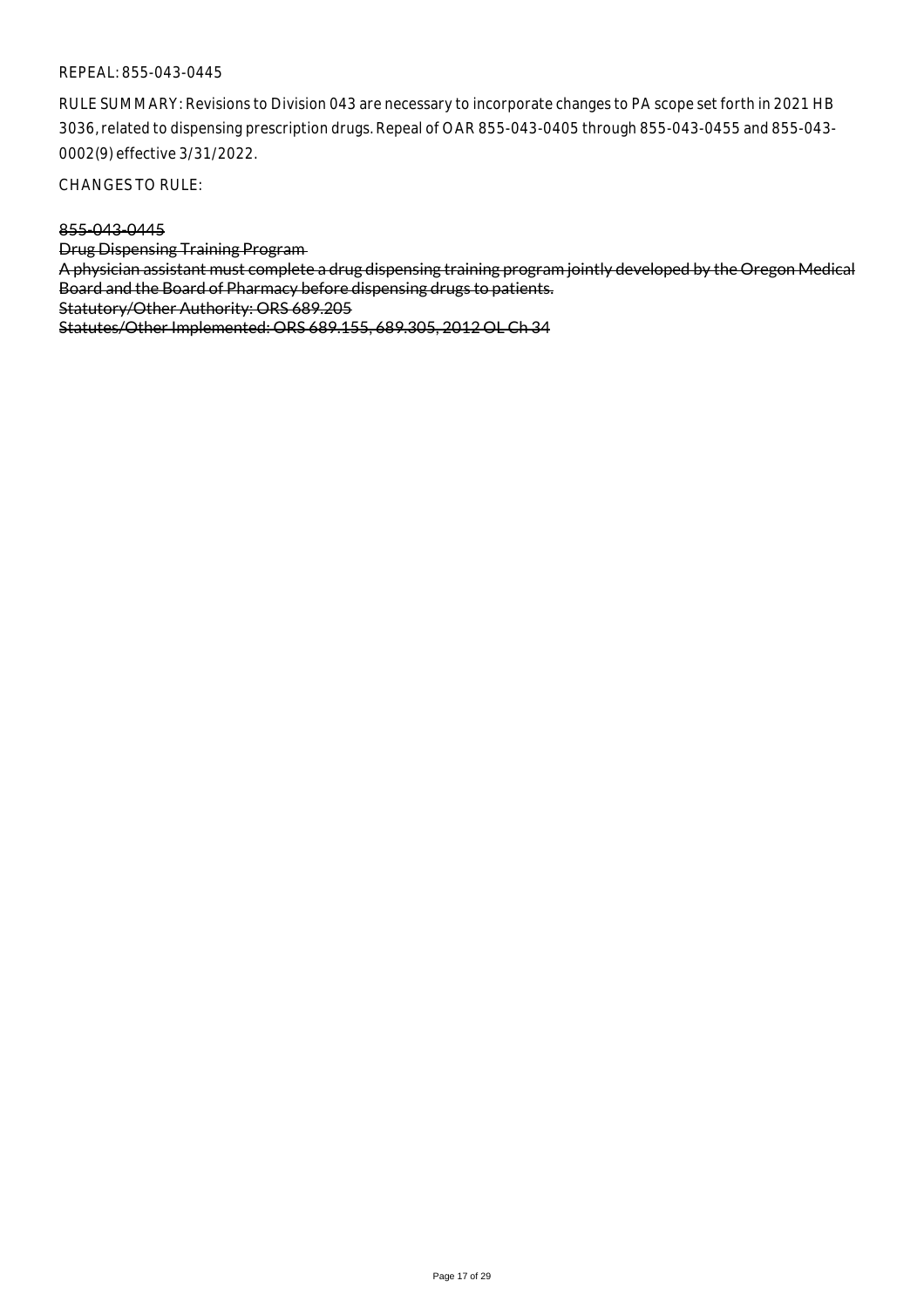REPEAL: 855-043-0445

RULE SUMMARY: Revisions to Division 043 are necessary to incorporate changes to PA scope set forth in 2021 HB 3036, related to dispensing prescription drugs. Repeal of OAR 855-043-0405 through 855-043-0455 and 855-043-0002(9) effective 3/31/2022.

CHANGES TO RULE:

~~855-043-0445~~

~~Drug Dispensing Training Program~~

~~A physician assistant must complete a drug dispensing training program jointly developed by the Oregon Medical Board and the Board of Pharmacy before dispensing drugs to patients.~~

~~Statutory/Other Authority: ORS 689.205~~

~~Statutes/Other Implemented: ORS 689.155, 689.305, 2012 OL Ch 34~~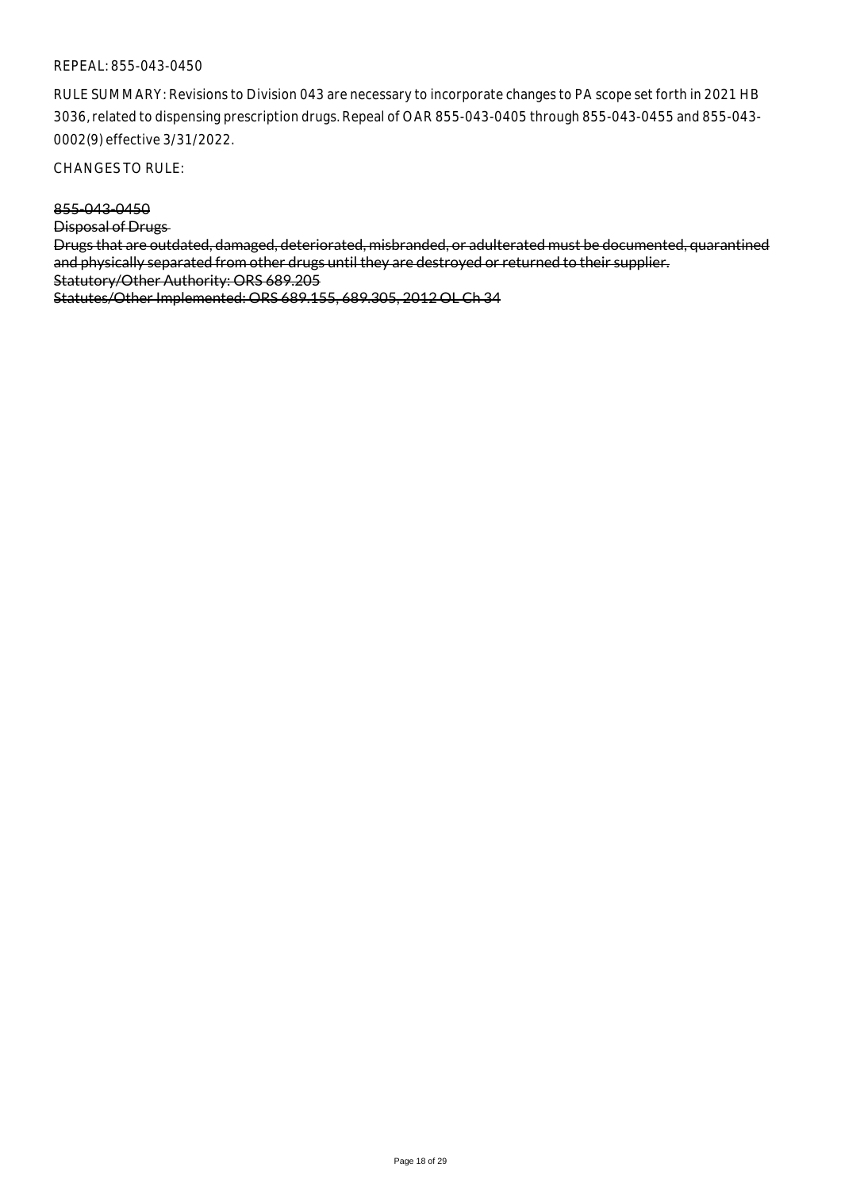REPEAL: 855-043-0450

RULE SUMMARY: Revisions to Division 043 are necessary to incorporate changes to PA scope set forth in 2021 HB 3036, related to dispensing prescription drugs. Repeal of OAR 855-043-0405 through 855-043-0455 and 855-043-0002(9) effective 3/31/2022.

CHANGES TO RULE:

~~855-043-0450~~
~~Disposal of Drugs~~
~~Drugs that are outdated, damaged, deteriorated, misbranded, or adulterated must be documented, quarantined and physically separated from other drugs until they are destroyed or returned to their supplier.~~
~~Statutory/Other Authority: ORS 689.205~~
~~Statutes/Other Implemented: ORS 689.155, 689.305, 2012 OL Ch 34~~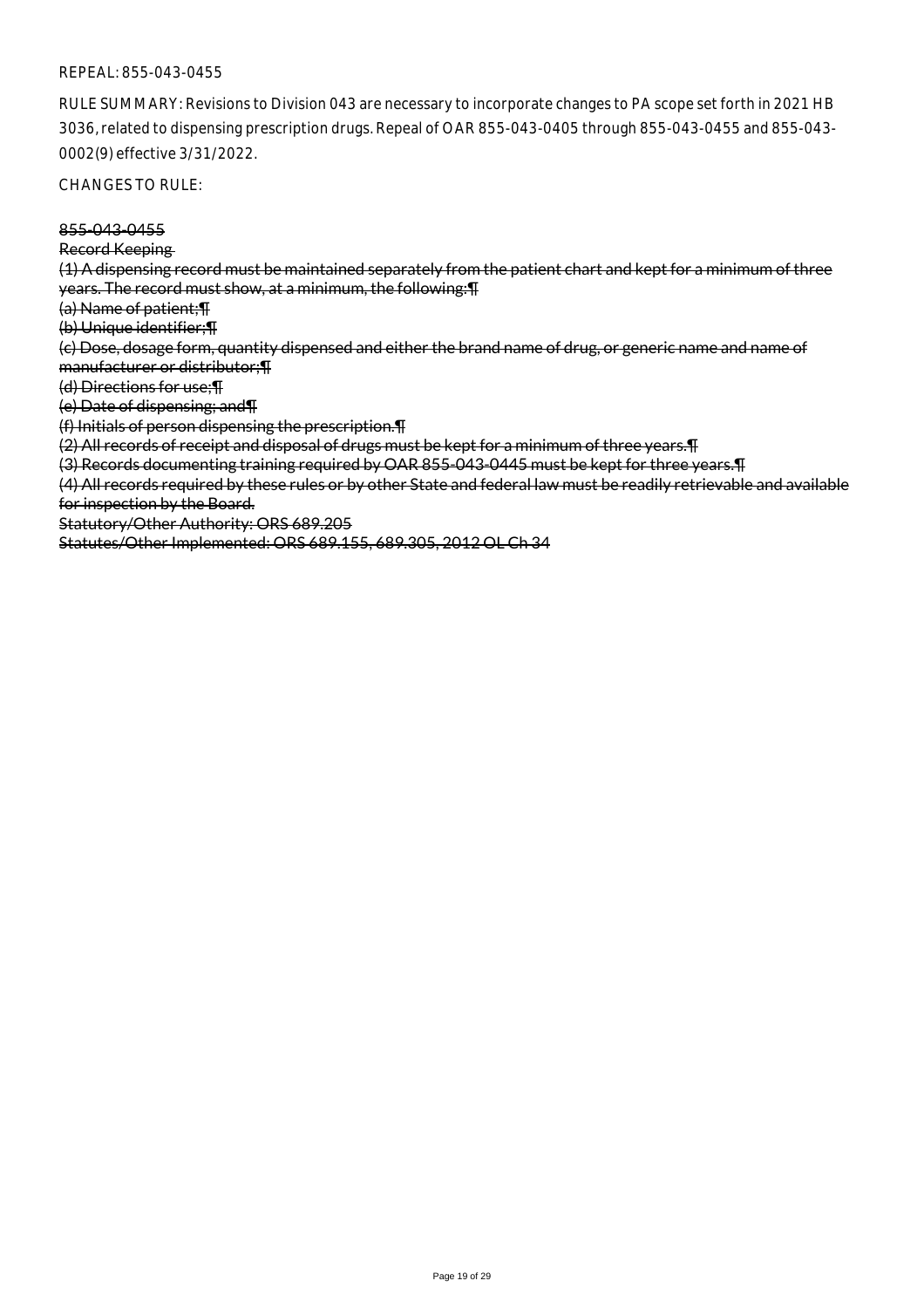REPEAL: 855-043-0455

RULE SUMMARY: Revisions to Division 043 are necessary to incorporate changes to PA scope set forth in 2021 HB 3036, related to dispensing prescription drugs. Repeal of OAR 855-043-0405 through 855-043-0455 and 855-043-0002(9) effective 3/31/2022.

CHANGES TO RULE:

~~855-043-0455~~

~~Record Keeping~~

~~(1) A dispensing record must be maintained separately from the patient chart and kept for a minimum of three years. The record must show, at a minimum, the following:¶~~

~~(a) Name of patient;¶~~

~~(b) Unique identifier;¶~~

~~(c) Dose, dosage form, quantity dispensed and either the brand name of drug, or generic name and name of manufacturer or distributor;¶~~

~~(d) Directions for use;¶~~

~~(e) Date of dispensing; and¶~~

~~(f) Initials of person dispensing the prescription.¶~~

~~(2) All records of receipt and disposal of drugs must be kept for a minimum of three years.¶~~

~~(3) Records documenting training required by OAR 855-043-0445 must be kept for three years.¶~~

~~(4) All records required by these rules or by other State and federal law must be readily retrievable and available for inspection by the Board.~~

~~Statutory/Other Authority: ORS 689.205~~

~~Statutes/Other Implemented: ORS 689.155, 689.305, 2012 OL Ch 34~~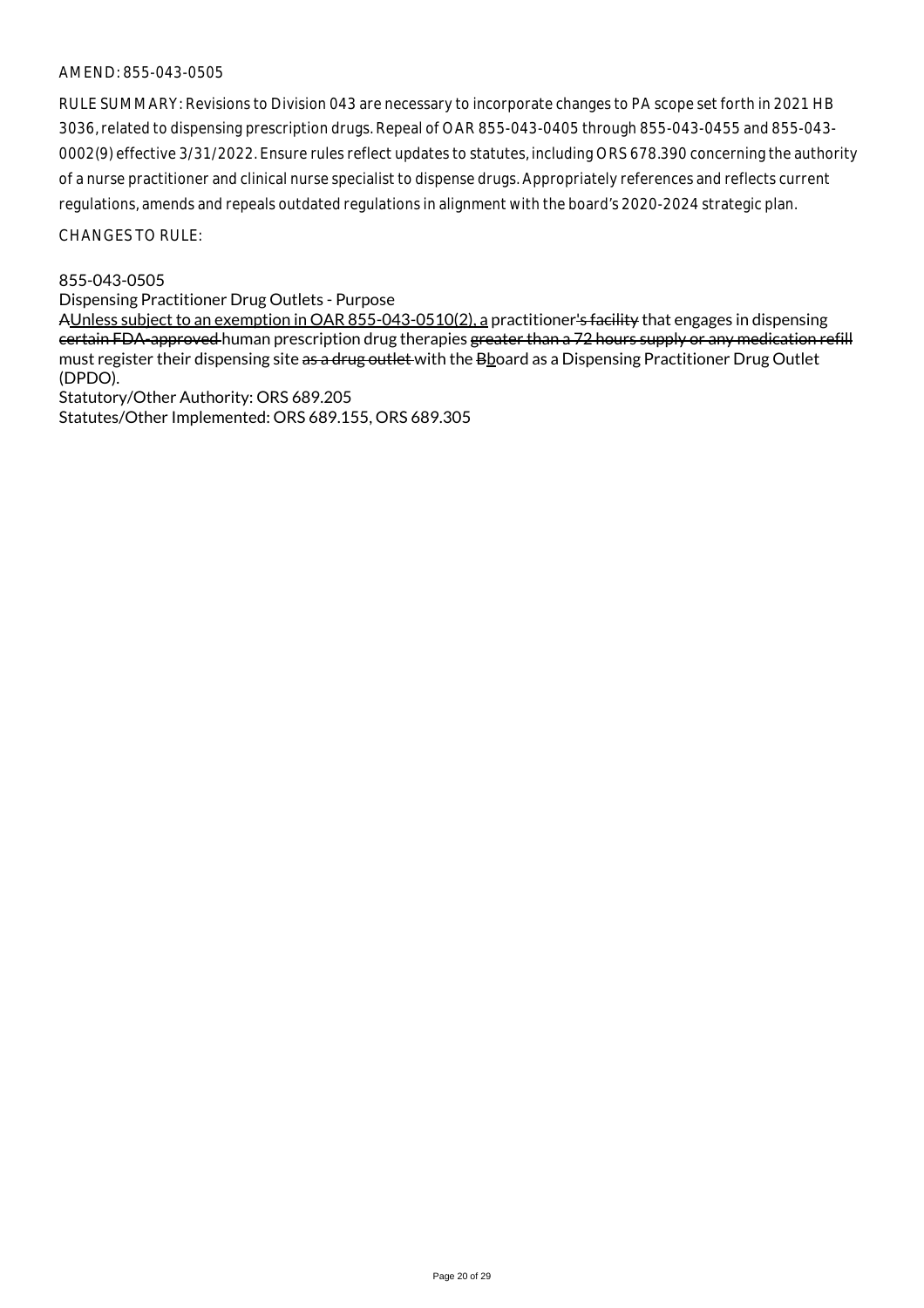AMEND: 855-043-0505

RULE SUMMARY: Revisions to Division 043 are necessary to incorporate changes to PA scope set forth in 2021 HB 3036, related to dispensing prescription drugs. Repeal of OAR 855-043-0405 through 855-043-0455 and 855-043-0002(9) effective 3/31/2022. Ensure rules reflect updates to statutes, including ORS 678.390 concerning the authority of a nurse practitioner and clinical nurse specialist to dispense drugs. Appropriately references and reflects current regulations, amends and repeals outdated regulations in alignment with the board's 2020-2024 strategic plan.

CHANGES TO RULE:

855-043-0505
Dispensing Practitioner Drug Outlets - Purpose
~~A~~Unless subject to an exemption in OAR 855-043-0510(2), a practitioner~~'s facility~~ that engages in dispensing ~~certain FDA-approved~~ human prescription drug therapies ~~greater than a 72 hours supply or any medication refill~~ must register their dispensing site ~~as a drug outlet~~ with the ~~B~~board as a Dispensing Practitioner Drug Outlet (DPDO).
Statutory/Other Authority: ORS 689.205
Statutes/Other Implemented: ORS 689.155, ORS 689.305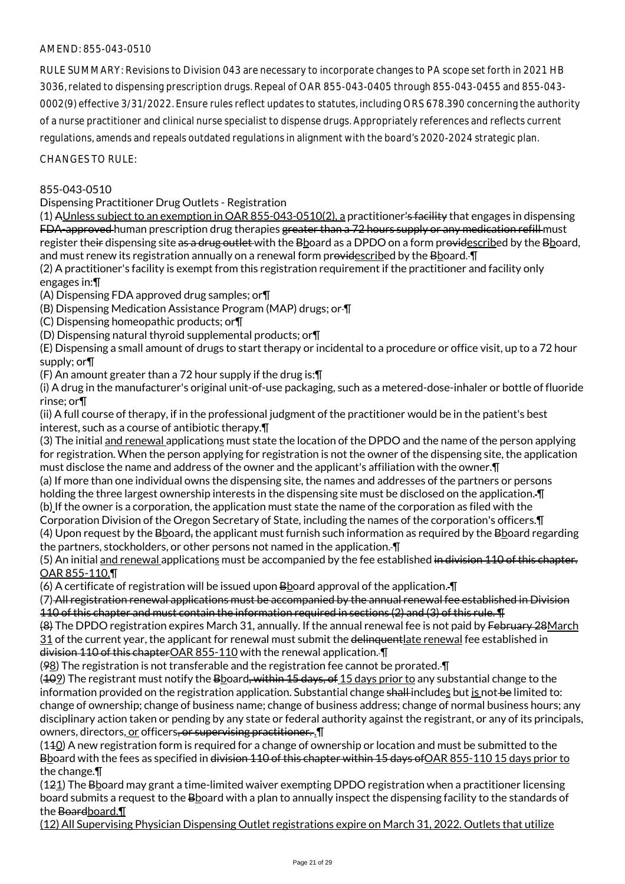AMEND: 855-043-0510

RULE SUMMARY: Revisions to Division 043 are necessary to incorporate changes to PA scope set forth in 2021 HB 3036, related to dispensing prescription drugs. Repeal of OAR 855-043-0405 through 855-043-0455 and 855-043-0002(9) effective 3/31/2022. Ensure rules reflect updates to statutes, including ORS 678.390 concerning the authority of a nurse practitioner and clinical nurse specialist to dispense drugs. Appropriately references and reflects current regulations, amends and repeals outdated regulations in alignment with the board's 2020-2024 strategic plan.

CHANGES TO RULE:

855-043-0510
Dispensing Practitioner Drug Outlets - Registration

(1) ~~A~~<u>Unless subject to an exemption in OAR 855-043-0510(2), a</u> practitioner~~'s facility~~ that engages in dispensing ~~FDA-approved~~ human prescription drug therapies ~~greater than a 72 hours supply or any medication refill~~ must register the~~ir~~ dispensing site ~~as a drug outlet~~ with the ~~B~~<u>b</u>oard as a DPDO on a form pr~~ovid~~<u>escrib</u>ed by the ~~B~~<u>b</u>oard, and must renew its registration annually on a renewal form pr~~ovid~~<u>escrib</u>ed by the ~~B~~<u>b</u>oard.¶
(2) A practitioner's facility is exempt from this registration requirement if the practitioner and facility only engages in:¶
(A) Dispensing FDA approved drug samples; or¶
(B) Dispensing Medication Assistance Program (MAP) drugs; or¶
(C) Dispensing homeopathic products; or¶
(D) Dispensing natural thyroid supplemental products; or¶
(E) Dispensing a small amount of drugs to start therapy or incidental to a procedure or office visit, up to a 72 hour supply; or¶
(F) An amount greater than a 72 hour supply if the drug is:¶
(i) A drug in the manufacturer's original unit-of-use packaging, such as a metered-dose-inhaler or bottle of fluoride rinse; or¶
(ii) A full course of therapy, if in the professional judgment of the practitioner would be in the patient's best interest, such as a course of antibiotic therapy.¶
(3) The initial <u>and renewal</u> application<u>s</u> must state the location of the DPDO and the name of the person applying for registration. When the person applying for registration is not the owner of the dispensing site, the application must disclose the name and address of the owner and the applicant's affiliation with the owner.¶
(a) If more than one individual owns the dispensing site, the names and addresses of the partners or persons holding the three largest ownership interests in the dispensing site must be disclosed on the application.¶
(b) If the owner is a corporation, the application must state the name of the corporation as filed with the Corporation Division of the Oregon Secretary of State, including the names of the corporation's officers.¶
(4) Upon request by the ~~B~~<u>b</u>oard~~,~~ the applicant must furnish such information as required by the ~~B~~<u>b</u>oard regarding the partners, stockholders, or other persons not named in the application.¶
(5) An initial <u>and renewal</u> application<u>s</u> must be accompanied by the fee established ~~in division 110 of this chapter.~~ <u>OAR 855-110.</u>¶
(6) A certificate of registration will be issued upon ~~B~~<u>b</u>oard approval of the application.¶
(7) ~~All registration renewal applications must be accompanied by the annual renewal fee established in Division 110 of this chapter and must contain the information required in sections (2) and (3) of this rule. ¶~~
~~(8)~~ The DPDO registration expires March 31, annually. If the annual renewal fee is not paid by ~~February 28~~<u>March 31</u> of the current year, the applicant for renewal must submit the ~~delinquent~~<u>late renewal</u> fee established in ~~division 110 of this chapter~~<u>OAR 855-110</u> with the renewal application.¶
(~~9~~<u>8</u>) The registration is not transferable and the registration fee cannot be prorated.¶
(~~10~~<u>9</u>) The registrant must notify the ~~B~~<u>b</u>oard~~, within 15 days, of~~ <u>15 days prior to</u> any substantial change to the information provided on the registration application. Substantial change ~~shall~~ include<u>s</u> but <u>is</u> not ~~be~~ limited to: change of ownership; change of business name; change of business address; change of normal business hours; any disciplinary action taken or pending by any state or federal authority against the registrant, or any of its principals, owners, directors<u>, or</u> officers~~, or supervising practitioner.~~.¶
(1~~1~~<u>0</u>) A new registration form is required for a change of ownership or location and must be submitted to the ~~B~~<u>b</u>oard with the fees as specified in ~~division 110 of this chapter within 15 days of~~<u>OAR 855-110 15 days prior to</u> the change.¶
(1~~2~~<u>1</u>) The ~~B~~<u>b</u>oard may grant a time-limited waiver exempting DPDO registration when a practitioner licensing board submits a request to the ~~B~~<u>b</u>oard with a plan to annually inspect the dispensing facility to the standards of the ~~Board~~<u>board.</u>¶
<u>(12) All Supervising Physician Dispensing Outlet registrations expire on March 31, 2022. Outlets that utilize</u>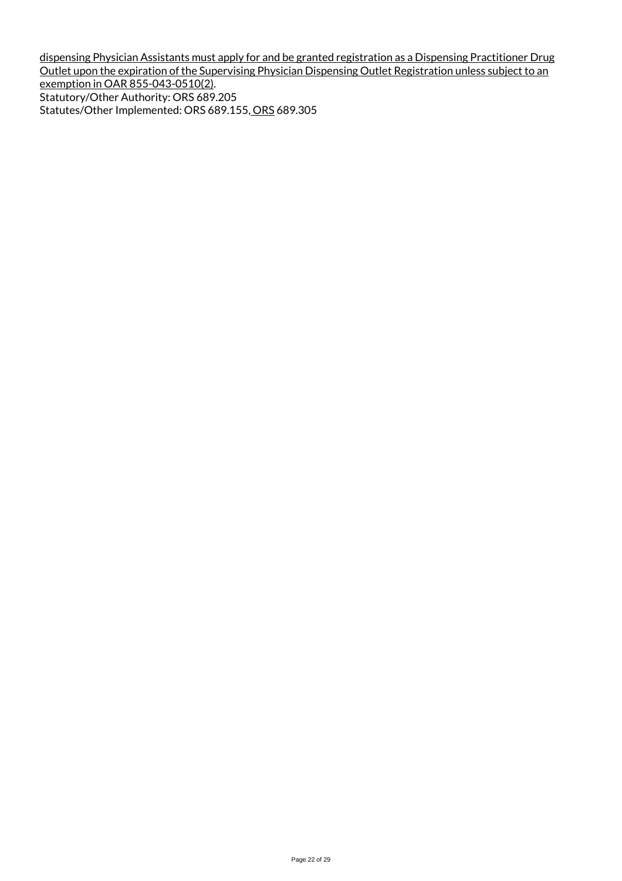dispensing Physician Assistants must apply for and be granted registration as a Dispensing Practitioner Drug Outlet upon the expiration of the Supervising Physician Dispensing Outlet Registration unless subject to an exemption in OAR 855-043-0510(2).

Statutory/Other Authority: ORS 689.205

Statutes/Other Implemented: ORS 689.155, ORS 689.305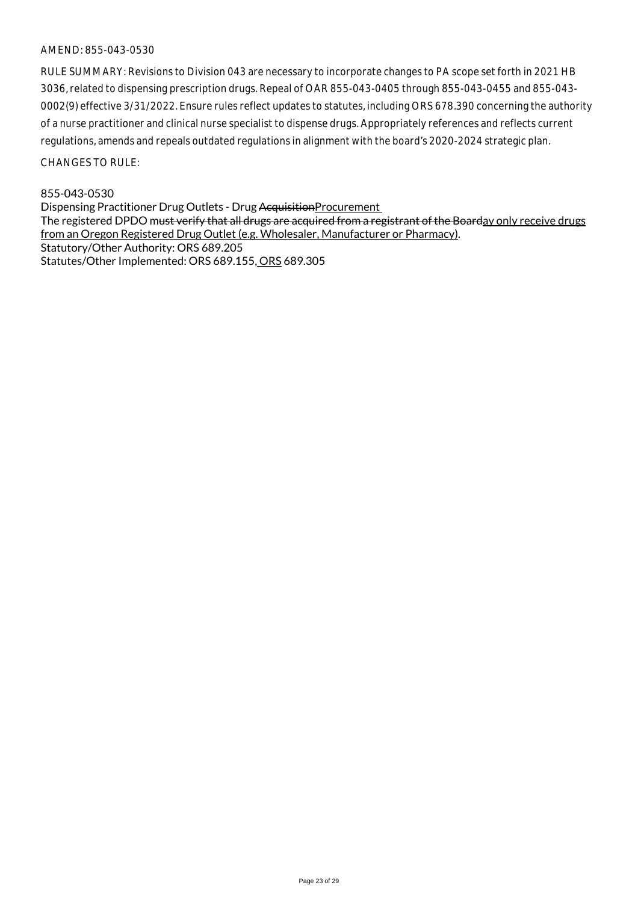AMEND: 855-043-0530

RULE SUMMARY: Revisions to Division 043 are necessary to incorporate changes to PA scope set forth in 2021 HB 3036, related to dispensing prescription drugs. Repeal of OAR 855-043-0405 through 855-043-0455 and 855-043-0002(9) effective 3/31/2022. Ensure rules reflect updates to statutes, including ORS 678.390 concerning the authority of a nurse practitioner and clinical nurse specialist to dispense drugs. Appropriately references and reflects current regulations, amends and repeals outdated regulations in alignment with the board's 2020-2024 strategic plan.

CHANGES TO RULE:

855-043-0530
Dispensing Practitioner Drug Outlets - Drug ~~Acquisition~~Procurement
The registered DPDO m~~ust verify that all drugs are acquired from a registrant of the Board~~ay only receive drugs from an Oregon Registered Drug Outlet (e.g. Wholesaler, Manufacturer or Pharmacy).
Statutory/Other Authority: ORS 689.205
Statutes/Other Implemented: ORS 689.155, ORS 689.305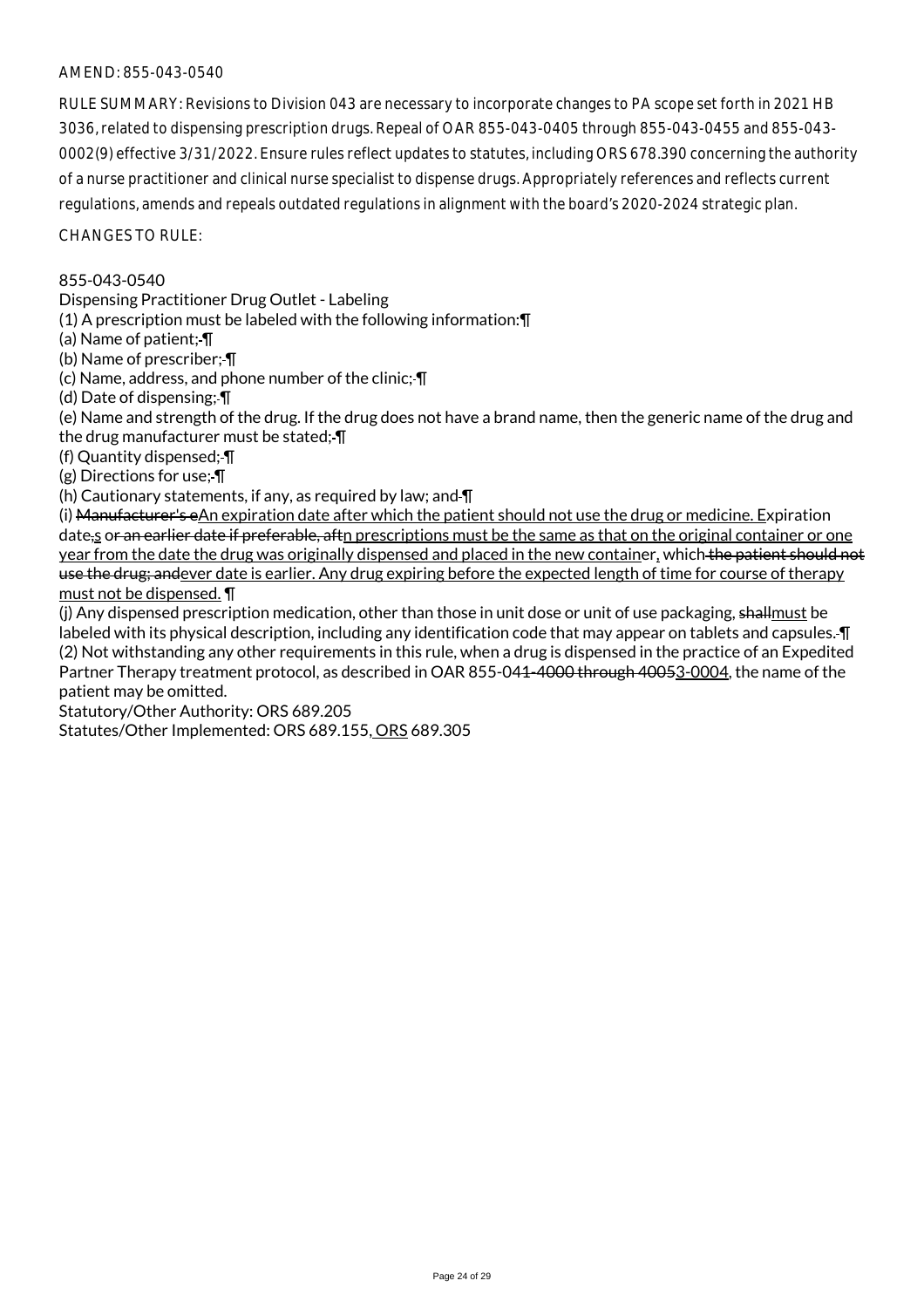AMEND: 855-043-0540

RULE SUMMARY: Revisions to Division 043 are necessary to incorporate changes to PA scope set forth in 2021 HB 3036, related to dispensing prescription drugs. Repeal of OAR 855-043-0405 through 855-043-0455 and 855-043-0002(9) effective 3/31/2022. Ensure rules reflect updates to statutes, including ORS 678.390 concerning the authority of a nurse practitioner and clinical nurse specialist to dispense drugs. Appropriately references and reflects current regulations, amends and repeals outdated regulations in alignment with the board's 2020-2024 strategic plan.

CHANGES TO RULE:

855-043-0540
Dispensing Practitioner Drug Outlet - Labeling
(1) A prescription must be labeled with the following information:¶
(a) Name of patient;¶
(b) Name of prescriber;¶
(c) Name, address, and phone number of the clinic;¶
(d) Date of dispensing;¶
(e) Name and strength of the drug. If the drug does not have a brand name, then the generic name of the drug and the drug manufacturer must be stated;¶
(f) Quantity dispensed;¶
(g) Directions for use;¶
(h) Cautionary statements, if any, as required by law; and¶
(i) ~~Manufacturer's e~~An expiration date after which the patient should not use the drug or medicine. Expiration date~~,~~s ~~or an earlier date if preferable, aft~~n prescriptions must be the same as that on the original container or one year from the date the drug was originally dispensed and placed in the new container, which ~~the patient should not use the drug; and~~ever date is earlier. Any drug expiring before the expected length of time for course of therapy must not be dispensed. ¶
(j) Any dispensed prescription medication, other than those in unit dose or unit of use packaging, ~~shall~~must be labeled with its physical description, including any identification code that may appear on tablets and capsules.¶
(2) Not withstanding any other requirements in this rule, when a drug is dispensed in the practice of an Expedited Partner Therapy treatment protocol, as described in OAR 855-04~~1-4000 through 4005~~3-0004, the name of the patient may be omitted.
Statutory/Other Authority: ORS 689.205
Statutes/Other Implemented: ORS 689.155, ORS 689.305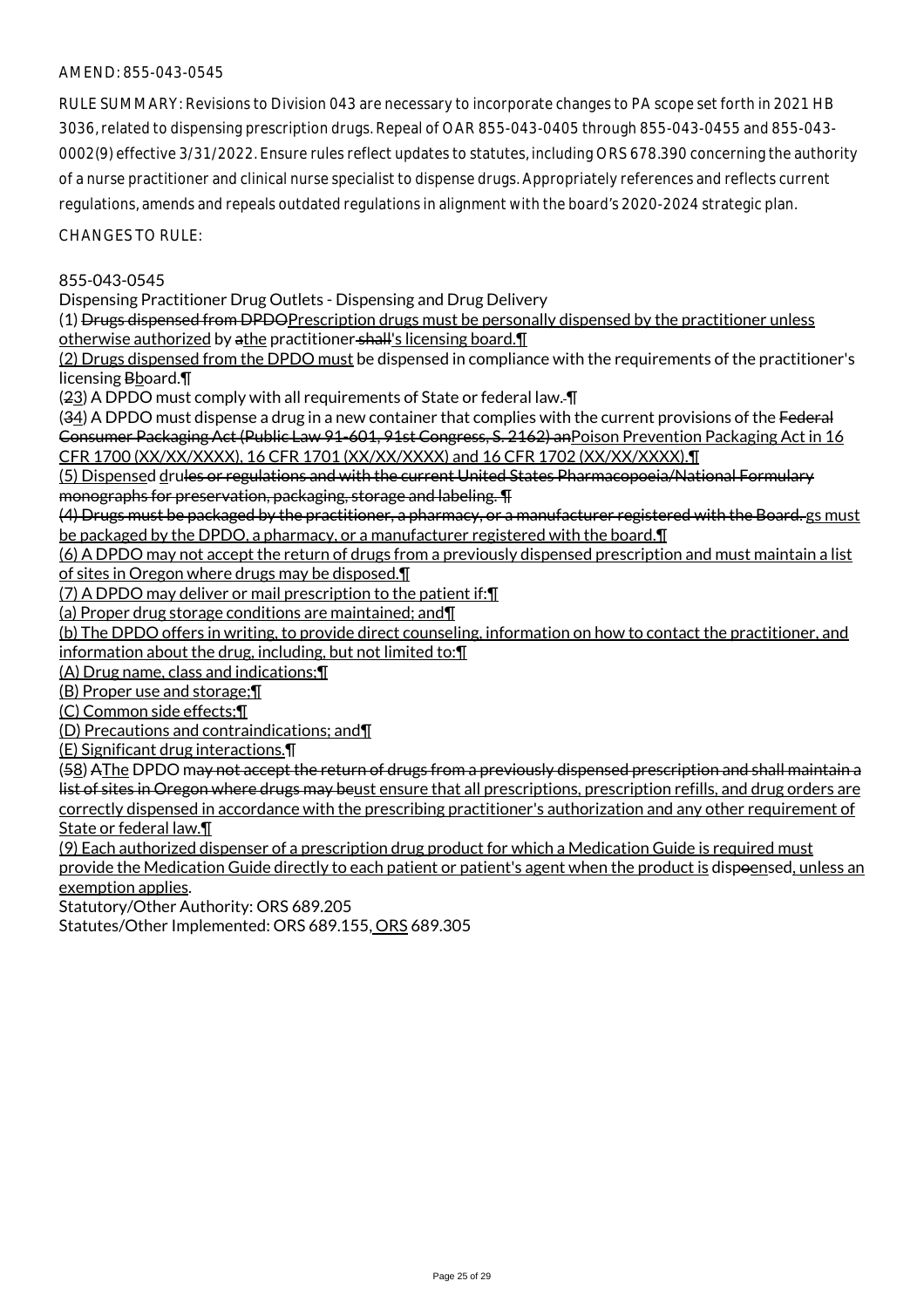AMEND: 855-043-0545

RULE SUMMARY: Revisions to Division 043 are necessary to incorporate changes to PA scope set forth in 2021 HB 3036, related to dispensing prescription drugs. Repeal of OAR 855-043-0405 through 855-043-0455 and 855-043-0002(9) effective 3/31/2022. Ensure rules reflect updates to statutes, including ORS 678.390 concerning the authority of a nurse practitioner and clinical nurse specialist to dispense drugs. Appropriately references and reflects current regulations, amends and repeals outdated regulations in alignment with the board's 2020-2024 strategic plan.

CHANGES TO RULE:

855-043-0545

Dispensing Practitioner Drug Outlets - Dispensing and Drug Delivery

(1) Drugs dispensed from DPDOPrescription drugs must be personally dispensed by the practitioner unless otherwise authorized by athe practitioner shall's licensing board.¶

(2) Drugs dispensed from the DPDO must be dispensed in compliance with the requirements of the practitioner's licensing Bboard.¶

(23) A DPDO must comply with all requirements of State or federal law. ¶

(34) A DPDO must dispense a drug in a new container that complies with the current provisions of the Federal Consumer Packaging Act (Public Law 91-601, 91st Congress, S. 2162) anPoison Prevention Packaging Act in 16 CFR 1700 (XX/XX/XXXX), 16 CFR 1701 (XX/XX/XXXX) and 16 CFR 1702 (XX/XX/XXXX).¶

(5) Dispensed drules or regulations and with the current United States Pharmacopoeia/National Formulary monographs for preservation, packaging, storage and labeling. ¶

(4) Drugs must be packaged by the practitioner, a pharmacy, or a manufacturer registered with the Board. gs must be packaged by the DPDO, a pharmacy, or a manufacturer registered with the board.¶

(6) A DPDO may not accept the return of drugs from a previously dispensed prescription and must maintain a list of sites in Oregon where drugs may be disposed.¶

(7) A DPDO may deliver or mail prescription to the patient if:¶

(a) Proper drug storage conditions are maintained; and¶

(b) The DPDO offers in writing, to provide direct counseling, information on how to contact the practitioner, and information about the drug, including, but not limited to:¶

(A) Drug name, class and indications;¶

(B) Proper use and storage;¶

(C) Common side effects;¶

(D) Precautions and contraindications; and¶

(E) Significant drug interactions.¶

(58) AThe DPDO may not accept the return of drugs from a previously dispensed prescription and shall maintain a list of sites in Oregon where drugs may beust ensure that all prescriptions, prescription refills, and drug orders are correctly dispensed in accordance with the prescribing practitioner's authorization and any other requirement of State or federal law.¶

(9) Each authorized dispenser of a prescription drug product for which a Medication Guide is required must provide the Medication Guide directly to each patient or patient's agent when the product is dispoensed, unless an exemption applies.

Statutory/Other Authority: ORS 689.205

Statutes/Other Implemented: ORS 689.155, ORS 689.305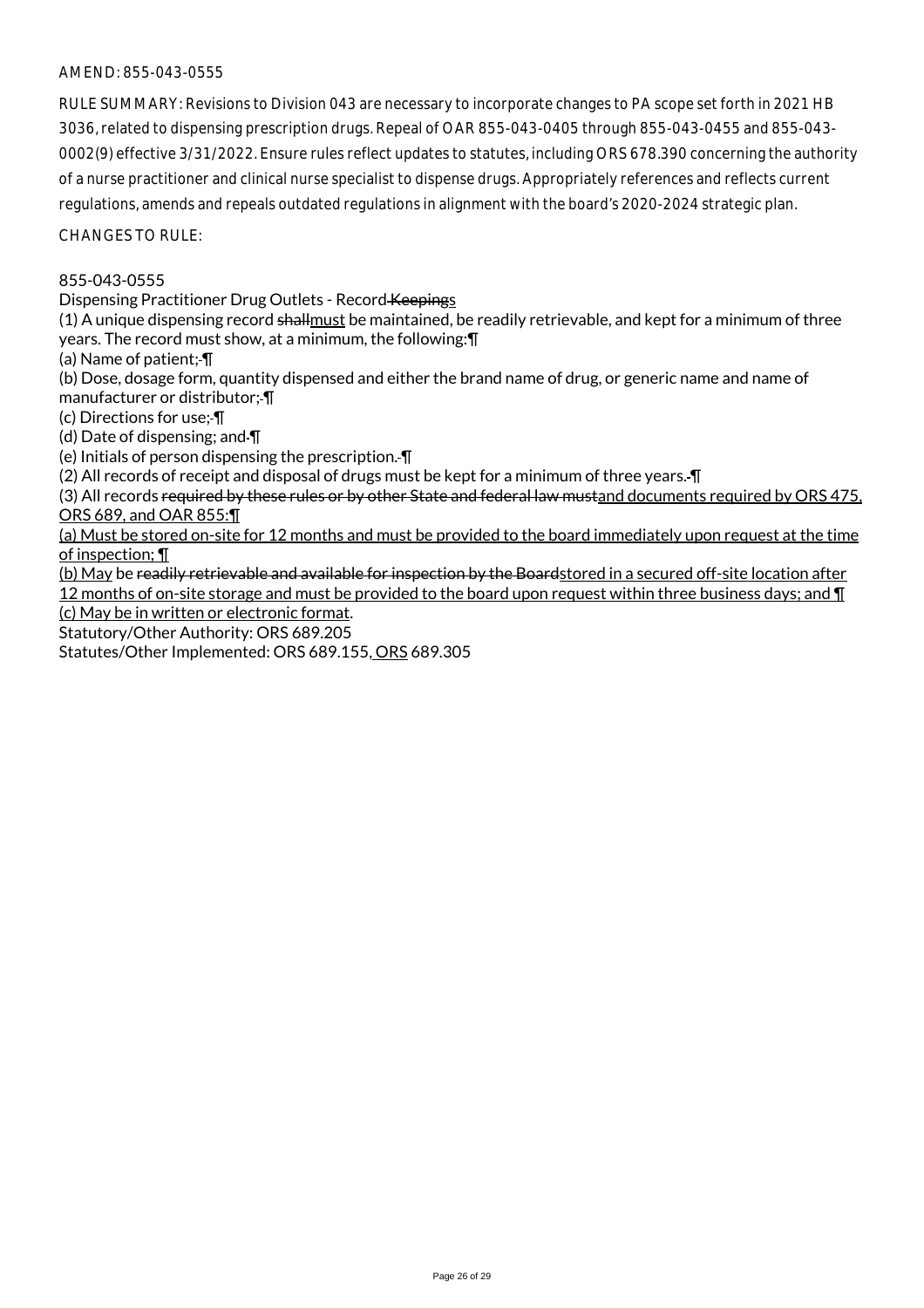AMEND: 855-043-0555

RULE SUMMARY: Revisions to Division 043 are necessary to incorporate changes to PA scope set forth in 2021 HB 3036, related to dispensing prescription drugs. Repeal of OAR 855-043-0405 through 855-043-0455 and 855-043-0002(9) effective 3/31/2022. Ensure rules reflect updates to statutes, including ORS 678.390 concerning the authority of a nurse practitioner and clinical nurse specialist to dispense drugs. Appropriately references and reflects current regulations, amends and repeals outdated regulations in alignment with the board's 2020-2024 strategic plan.

CHANGES TO RULE:

855-043-0555

Dispensing Practitioner Drug Outlets - Record ~~Keeping~~s

(1) A unique dispensing record ~~shall~~must be maintained, be readily retrievable, and kept for a minimum of three years. The record must show, at a minimum, the following:¶

(a) Name of patient;~~.~~¶

(b) Dose, dosage form, quantity dispensed and either the brand name of drug, or generic name and name of manufacturer or distributor;~~.~~¶

(c) Directions for use;~~.~~¶

(d) Date of dispensing; and~~.~~¶

(e) Initials of person dispensing the prescription.~~.~~¶

(2) All records of receipt and disposal of drugs must be kept for a minimum of three years.~~.~~¶

(3) All records ~~required by these rules or by other State and federal law must~~and documents required by ORS 475, ORS 689, and OAR 855:¶

(a) Must be stored on-site for 12 months and must be provided to the board immediately upon request at the time of inspection; ¶

(b) May be ~~readily retrievable and available for inspection by the Board~~stored in a secured off-site location after 12 months of on-site storage and must be provided to the board upon request within three business days; and ¶

(c) May be in written or electronic format.

Statutory/Other Authority: ORS 689.205

Statutes/Other Implemented: ORS 689.155, ORS 689.305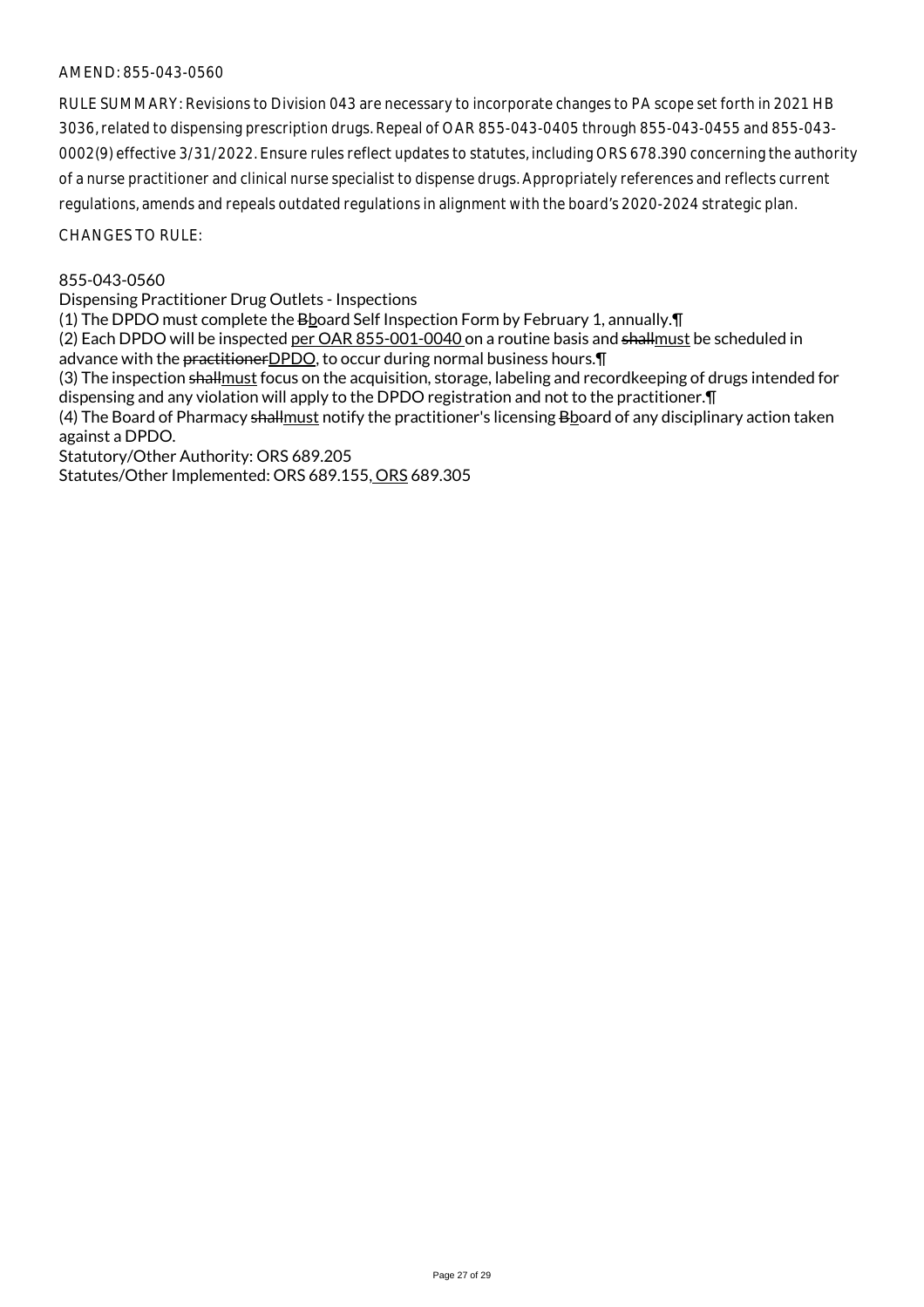AMEND: 855-043-0560

RULE SUMMARY: Revisions to Division 043 are necessary to incorporate changes to PA scope set forth in 2021 HB 3036, related to dispensing prescription drugs. Repeal of OAR 855-043-0405 through 855-043-0455 and 855-043-0002(9) effective 3/31/2022. Ensure rules reflect updates to statutes, including ORS 678.390 concerning the authority of a nurse practitioner and clinical nurse specialist to dispense drugs. Appropriately references and reflects current regulations, amends and repeals outdated regulations in alignment with the board's 2020-2024 strategic plan.

CHANGES TO RULE:

855-043-0560
Dispensing Practitioner Drug Outlets - Inspections
(1) The DPDO must complete the ~~B~~board Self Inspection Form by February 1, annually.¶
(2) Each DPDO will be inspected per OAR 855-001-0040 on a routine basis and ~~shall~~must be scheduled in advance with the ~~practitioner~~DPDO, to occur during normal business hours.¶
(3) The inspection ~~shall~~must focus on the acquisition, storage, labeling and recordkeeping of drugs intended for dispensing and any violation will apply to the DPDO registration and not to the practitioner.¶
(4) The Board of Pharmacy ~~shall~~must notify the practitioner's licensing ~~B~~board of any disciplinary action taken against a DPDO.
Statutory/Other Authority: ORS 689.205
Statutes/Other Implemented: ORS 689.155, ORS 689.305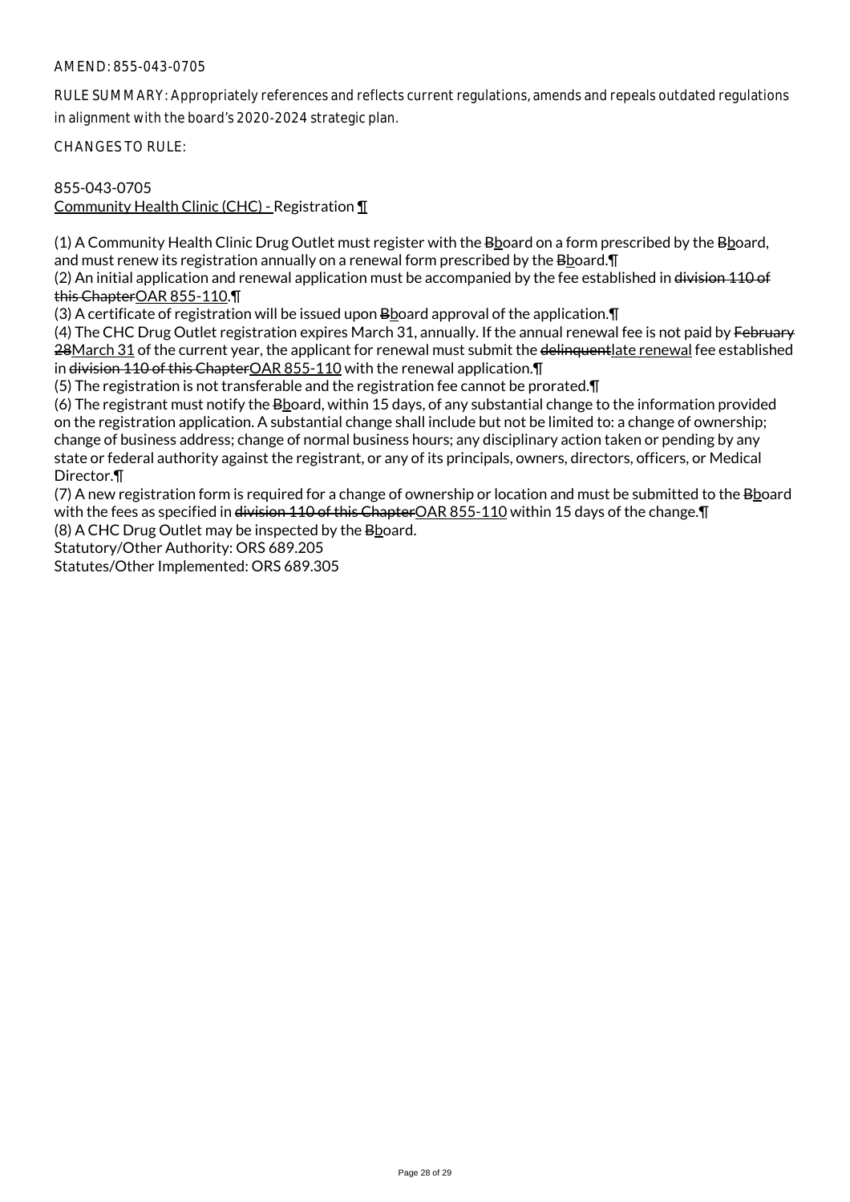AMEND: 855-043-0705

RULE SUMMARY: Appropriately references and reflects current regulations, amends and repeals outdated regulations in alignment with the board's 2020-2024 strategic plan.

CHANGES TO RULE:

855-043-0705
Community Health Clinic (CHC) - Registration ¶

(1) A Community Health Clinic Drug Outlet must register with the ~~B~~board on a form prescribed by the ~~B~~board, and must renew its registration annually on a renewal form prescribed by the ~~B~~board.¶
(2) An initial application and renewal application must be accompanied by the fee established in ~~division 110 of this Chapter~~OAR 855-110.¶
(3) A certificate of registration will be issued upon ~~B~~board approval of the application.¶
(4) The CHC Drug Outlet registration expires March 31, annually. If the annual renewal fee is not paid by ~~February 28~~March 31 of the current year, the applicant for renewal must submit the ~~delinquent~~late renewal fee established in ~~division 110 of this Chapter~~OAR 855-110 with the renewal application.¶
(5) The registration is not transferable and the registration fee cannot be prorated.¶
(6) The registrant must notify the ~~B~~board, within 15 days, of any substantial change to the information provided on the registration application. A substantial change shall include but not be limited to: a change of ownership; change of business address; change of normal business hours; any disciplinary action taken or pending by any state or federal authority against the registrant, or any of its principals, owners, directors, officers, or Medical Director.¶
(7) A new registration form is required for a change of ownership or location and must be submitted to the ~~B~~board with the fees as specified in ~~division 110 of this Chapter~~OAR 855-110 within 15 days of the change.¶
(8) A CHC Drug Outlet may be inspected by the ~~B~~board.
Statutory/Other Authority: ORS 689.205
Statutes/Other Implemented: ORS 689.305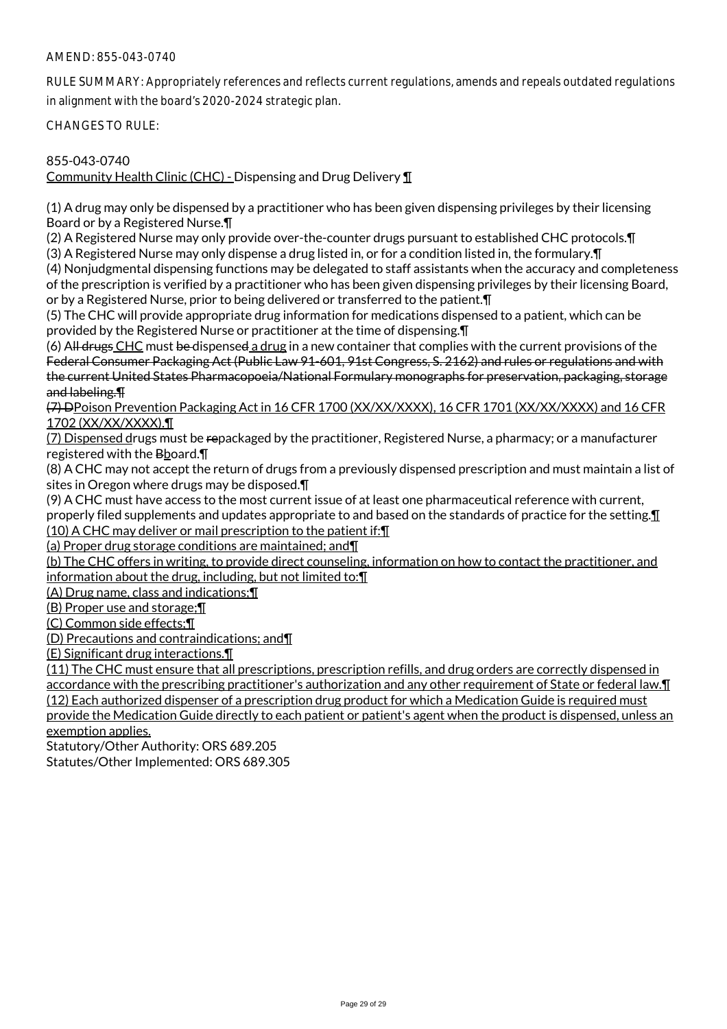AMEND: 855-043-0740

RULE SUMMARY: Appropriately references and reflects current regulations, amends and repeals outdated regulations in alignment with the board's 2020-2024 strategic plan.

CHANGES TO RULE:

855-043-0740
Community Health Clinic (CHC) - Dispensing and Drug Delivery ¶

(1) A drug may only be dispensed by a practitioner who has been given dispensing privileges by their licensing Board or by a Registered Nurse.¶
(2) A Registered Nurse may only provide over-the-counter drugs pursuant to established CHC protocols.¶
(3) A Registered Nurse may only dispense a drug listed in, or for a condition listed in, the formulary.¶
(4) Nonjudgmental dispensing functions may be delegated to staff assistants when the accuracy and completeness of the prescription is verified by a practitioner who has been given dispensing privileges by their licensing Board, or by a Registered Nurse, prior to being delivered or transferred to the patient.¶
(5) The CHC will provide appropriate drug information for medications dispensed to a patient, which can be provided by the Registered Nurse or practitioner at the time of dispensing.¶
(6) All drugs CHC must be dispensed a drug in a new container that complies with the current provisions of the Federal Consumer Packaging Act (Public Law 91-601, 91st Congress, S. 2162) and rules or regulations and with the current United States Pharmacopoeia/National Formulary monographs for preservation, packaging, storage and labeling.¶
(7) DPoison Prevention Packaging Act in 16 CFR 1700 (XX/XX/XXXX), 16 CFR 1701 (XX/XX/XXXX) and 16 CFR 1702 (XX/XX/XXXX).¶
(7) Dispensed drugs must be repackaged by the practitioner, Registered Nurse, a pharmacy; or a manufacturer registered with the Bboard.¶
(8) A CHC may not accept the return of drugs from a previously dispensed prescription and must maintain a list of sites in Oregon where drugs may be disposed.¶
(9) A CHC must have access to the most current issue of at least one pharmaceutical reference with current, properly filed supplements and updates appropriate to and based on the standards of practice for the setting.¶
(10) A CHC may deliver or mail prescription to the patient if:¶
(a) Proper drug storage conditions are maintained; and¶
(b) The CHC offers in writing, to provide direct counseling, information on how to contact the practitioner, and information about the drug, including, but not limited to:¶
(A) Drug name, class and indications;¶
(B) Proper use and storage;¶
(C) Common side effects;¶
(D) Precautions and contraindications; and¶
(E) Significant drug interactions.¶
(11) The CHC must ensure that all prescriptions, prescription refills, and drug orders are correctly dispensed in accordance with the prescribing practitioner's authorization and any other requirement of State or federal law.¶
(12) Each authorized dispenser of a prescription drug product for which a Medication Guide is required must provide the Medication Guide directly to each patient or patient's agent when the product is dispensed, unless an exemption applies.

Statutory/Other Authority: ORS 689.205
Statutes/Other Implemented: ORS 689.305